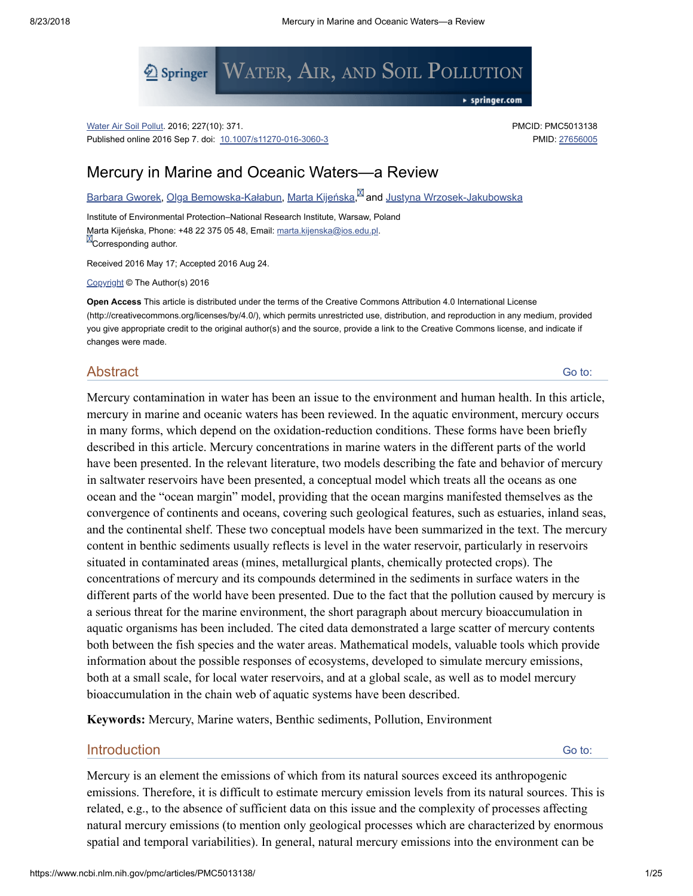Water Air Soil Pollut. 2016; 227(10): 371.
Published online 2016 Sep 7. doi: 10.1007/s11270-016-3060-3

PMCID: PMC5013138
PMID: 27656005

# Mercury in Marine and Oceanic Waters—a Review

Barbara Gworek, Olga Bemowska-Kałabun, Marta Kijeńska, and Justyna Wrzosek-Jakubowska

Institute of Environmental Protection–National Research Institute, Warsaw, Poland
Marta Kijeńska, Phone: +48 22 375 05 48, Email: marta.kijenska@ios.edu.pl.
Corresponding author.

Received 2016 May 17; Accepted 2016 Aug 24.

Copyright © The Author(s) 2016

**Open Access** This article is distributed under the terms of the Creative Commons Attribution 4.0 International License (http://creativecommons.org/licenses/by/4.0/), which permits unrestricted use, distribution, and reproduction in any medium, provided you give appropriate credit to the original author(s) and the source, provide a link to the Creative Commons license, and indicate if changes were made.

## Abstract

Mercury contamination in water has been an issue to the environment and human health. In this article, mercury in marine and oceanic waters has been reviewed. In the aquatic environment, mercury occurs in many forms, which depend on the oxidation-reduction conditions. These forms have been briefly described in this article. Mercury concentrations in marine waters in the different parts of the world have been presented. In the relevant literature, two models describing the fate and behavior of mercury in saltwater reservoirs have been presented, a conceptual model which treats all the oceans as one ocean and the "ocean margin" model, providing that the ocean margins manifested themselves as the convergence of continents and oceans, covering such geological features, such as estuaries, inland seas, and the continental shelf. These two conceptual models have been summarized in the text. The mercury content in benthic sediments usually reflects is level in the water reservoir, particularly in reservoirs situated in contaminated areas (mines, metallurgical plants, chemically protected crops). The concentrations of mercury and its compounds determined in the sediments in surface waters in the different parts of the world have been presented. Due to the fact that the pollution caused by mercury is a serious threat for the marine environment, the short paragraph about mercury bioaccumulation in aquatic organisms has been included. The cited data demonstrated a large scatter of mercury contents both between the fish species and the water areas. Mathematical models, valuable tools which provide information about the possible responses of ecosystems, developed to simulate mercury emissions, both at a small scale, for local water reservoirs, and at a global scale, as well as to model mercury bioaccumulation in the chain web of aquatic systems have been described.

**Keywords:** Mercury, Marine waters, Benthic sediments, Pollution, Environment

## Introduction

Mercury is an element the emissions of which from its natural sources exceed its anthropogenic emissions. Therefore, it is difficult to estimate mercury emission levels from its natural sources. This is related, e.g., to the absence of sufficient data on this issue and the complexity of processes affecting natural mercury emissions (to mention only geological processes which are characterized by enormous spatial and temporal variabilities). In general, natural mercury emissions into the environment can be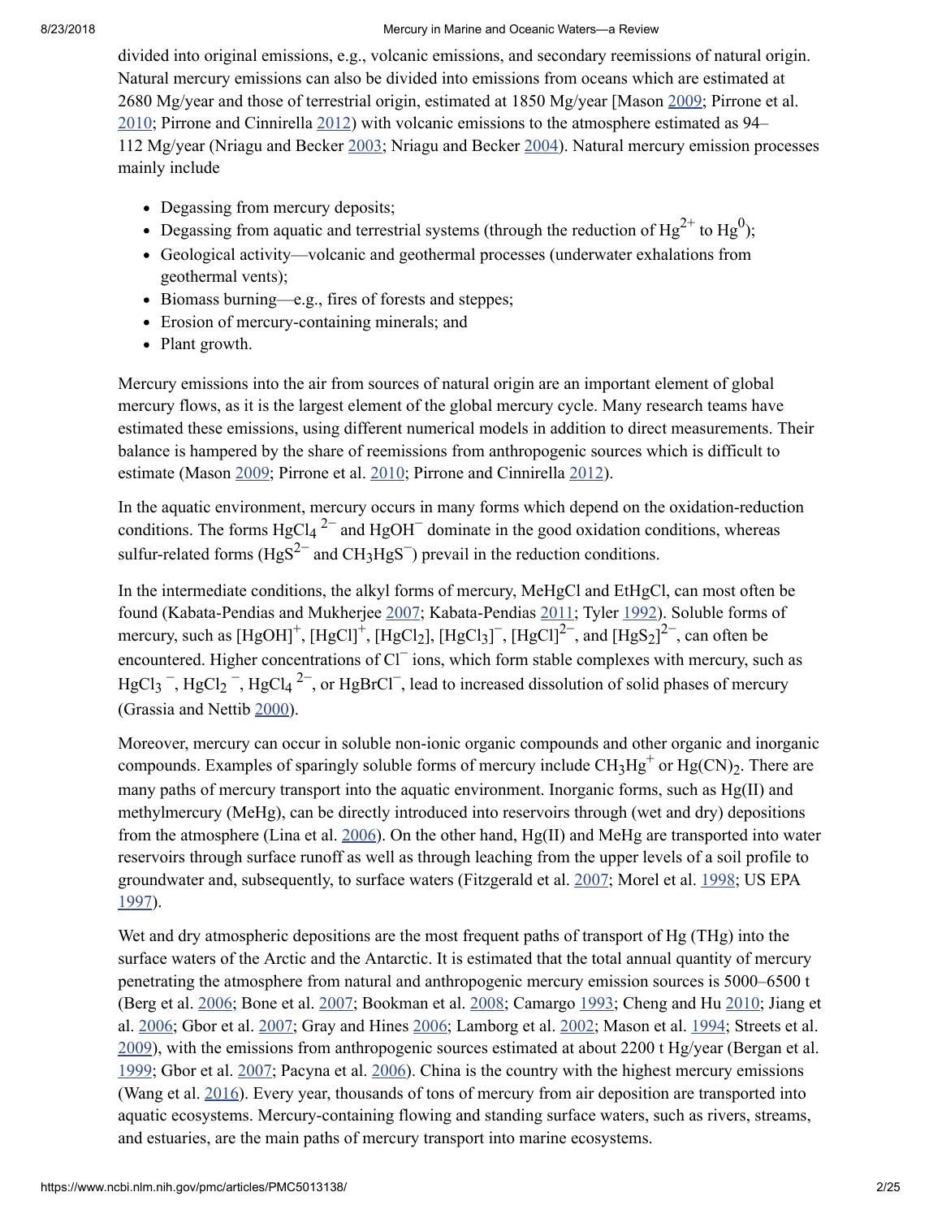divided into original emissions, e.g., volcanic emissions, and secondary reemissions of natural origin. Natural mercury emissions can also be divided into emissions from oceans which are estimated at 2680 Mg/year and those of terrestrial origin, estimated at 1850 Mg/year [Mason 2009; Pirrone et al. 2010; Pirrone and Cinnirella 2012) with volcanic emissions to the atmosphere estimated as 94–112 Mg/year (Nriagu and Becker 2003; Nriagu and Becker 2004). Natural mercury emission processes mainly include

- Degassing from mercury deposits;
- Degassing from aquatic and terrestrial systems (through the reduction of $Hg^{2+}$ to $Hg^0$);
- Geological activity—volcanic and geothermal processes (underwater exhalations from geothermal vents);
- Biomass burning—e.g., fires of forests and steppes;
- Erosion of mercury-containing minerals; and
- Plant growth.

Mercury emissions into the air from sources of natural origin are an important element of global mercury flows, as it is the largest element of the global mercury cycle. Many research teams have estimated these emissions, using different numerical models in addition to direct measurements. Their balance is hampered by the share of reemissions from anthropogenic sources which is difficult to estimate (Mason 2009; Pirrone et al. 2010; Pirrone and Cinnirella 2012).

In the aquatic environment, mercury occurs in many forms which depend on the oxidation-reduction conditions. The forms $HgCl_4{}^{2-}$ and $HgOH^-$ dominate in the good oxidation conditions, whereas sulfur-related forms ($HgS^{2-}$ and $CH_3HgS^-$) prevail in the reduction conditions.

In the intermediate conditions, the alkyl forms of mercury, MeHgCl and EtHgCl, can most often be found (Kabata-Pendias and Mukherjee 2007; Kabata-Pendias 2011; Tyler 1992). Soluble forms of mercury, such as $[HgOH]^+$, $[HgCl]^+$, $[HgCl_2]$, $[HgCl_3]^-$, $[HgCl]^{2-}$, and $[HgS_2]^{2-}$, can often be encountered. Higher concentrations of $Cl^-$ ions, which form stable complexes with mercury, such as $HgCl_3{}^-$, $HgCl_2{}^-$, $HgCl_4{}^{2-}$, or $HgBrCl^-$, lead to increased dissolution of solid phases of mercury (Grassia and Nettib 2000).

Moreover, mercury can occur in soluble non-ionic organic compounds and other organic and inorganic compounds. Examples of sparingly soluble forms of mercury include $CH_3Hg^+$ or $Hg(CN)_2$. There are many paths of mercury transport into the aquatic environment. Inorganic forms, such as Hg(II) and methylmercury (MeHg), can be directly introduced into reservoirs through (wet and dry) depositions from the atmosphere (Lina et al. 2006). On the other hand, Hg(II) and MeHg are transported into water reservoirs through surface runoff as well as through leaching from the upper levels of a soil profile to groundwater and, subsequently, to surface waters (Fitzgerald et al. 2007; Morel et al. 1998; US EPA 1997).

Wet and dry atmospheric depositions are the most frequent paths of transport of Hg (THg) into the surface waters of the Arctic and the Antarctic. It is estimated that the total annual quantity of mercury penetrating the atmosphere from natural and anthropogenic mercury emission sources is 5000–6500 t (Berg et al. 2006; Bone et al. 2007; Bookman et al. 2008; Camargo 1993; Cheng and Hu 2010; Jiang et al. 2006; Gbor et al. 2007; Gray and Hines 2006; Lamborg et al. 2002; Mason et al. 1994; Streets et al. 2009), with the emissions from anthropogenic sources estimated at about 2200 t Hg/year (Bergan et al. 1999; Gbor et al. 2007; Pacyna et al. 2006). China is the country with the highest mercury emissions (Wang et al. 2016). Every year, thousands of tons of mercury from air deposition are transported into aquatic ecosystems. Mercury-containing flowing and standing surface waters, such as rivers, streams, and estuaries, are the main paths of mercury transport into marine ecosystems.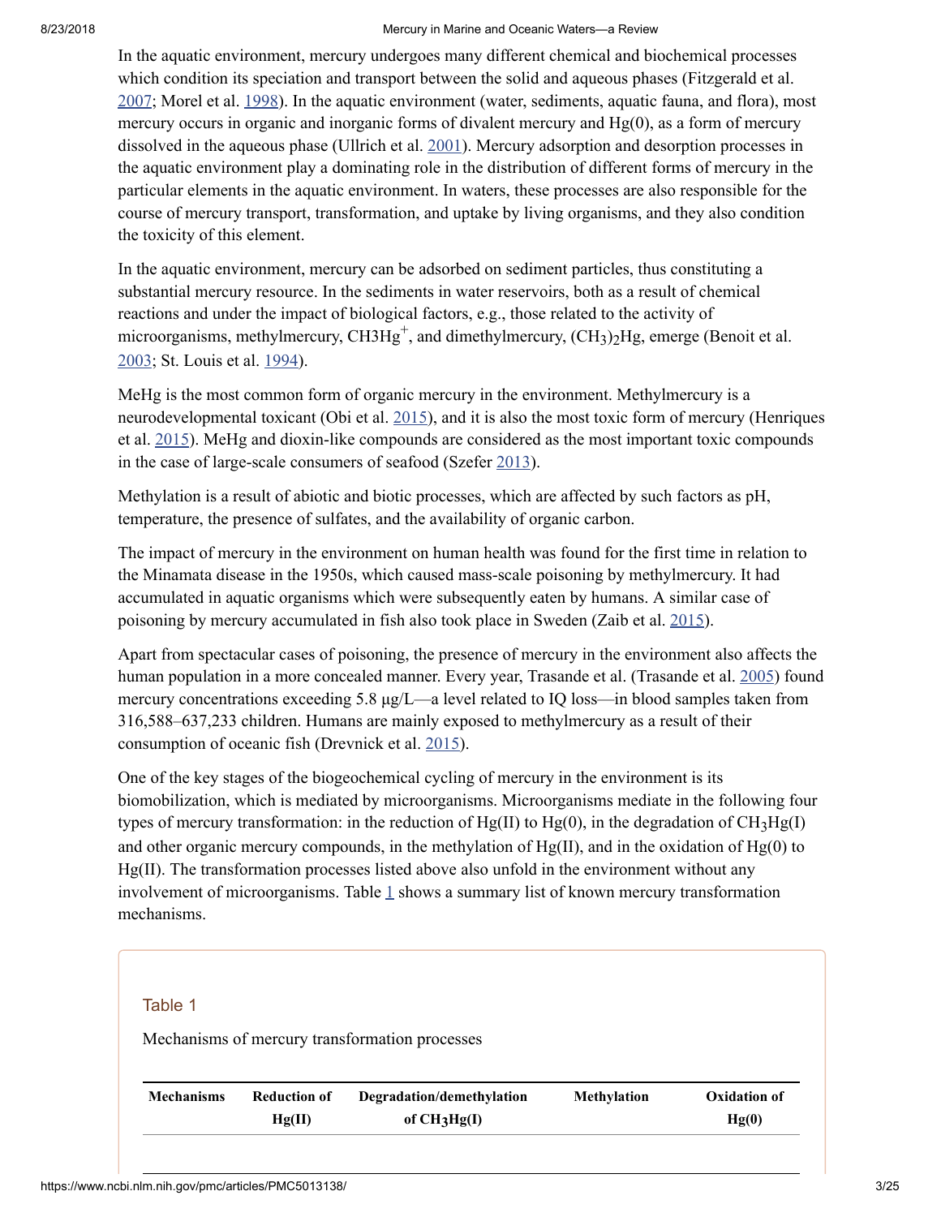In the aquatic environment, mercury undergoes many different chemical and biochemical processes which condition its speciation and transport between the solid and aqueous phases (Fitzgerald et al. 2007; Morel et al. 1998). In the aquatic environment (water, sediments, aquatic fauna, and flora), most mercury occurs in organic and inorganic forms of divalent mercury and Hg(0), as a form of mercury dissolved in the aqueous phase (Ullrich et al. 2001). Mercury adsorption and desorption processes in the aquatic environment play a dominating role in the distribution of different forms of mercury in the particular elements in the aquatic environment. In waters, these processes are also responsible for the course of mercury transport, transformation, and uptake by living organisms, and they also condition the toxicity of this element.

In the aquatic environment, mercury can be adsorbed on sediment particles, thus constituting a substantial mercury resource. In the sediments in water reservoirs, both as a result of chemical reactions and under the impact of biological factors, e.g., those related to the activity of microorganisms, methylmercury, $CH3Hg^+$, and dimethylmercury, $(CH_3)_2Hg$, emerge (Benoit et al. 2003; St. Louis et al. 1994).

MeHg is the most common form of organic mercury in the environment. Methylmercury is a neurodevelopmental toxicant (Obi et al. 2015), and it is also the most toxic form of mercury (Henriques et al. 2015). MeHg and dioxin-like compounds are considered as the most important toxic compounds in the case of large-scale consumers of seafood (Szefer 2013).

Methylation is a result of abiotic and biotic processes, which are affected by such factors as pH, temperature, the presence of sulfates, and the availability of organic carbon.

The impact of mercury in the environment on human health was found for the first time in relation to the Minamata disease in the 1950s, which caused mass-scale poisoning by methylmercury. It had accumulated in aquatic organisms which were subsequently eaten by humans. A similar case of poisoning by mercury accumulated in fish also took place in Sweden (Zaib et al. 2015).

Apart from spectacular cases of poisoning, the presence of mercury in the environment also affects the human population in a more concealed manner. Every year, Trasande et al. (Trasande et al. 2005) found mercury concentrations exceeding 5.8 μg/L—a level related to IQ loss—in blood samples taken from 316,588–637,233 children. Humans are mainly exposed to methylmercury as a result of their consumption of oceanic fish (Drevnick et al. 2015).

One of the key stages of the biogeochemical cycling of mercury in the environment is its biomobilization, which is mediated by microorganisms. Microorganisms mediate in the following four types of mercury transformation: in the reduction of Hg(II) to Hg(0), in the degradation of $CH_3Hg(I)$ and other organic mercury compounds, in the methylation of Hg(II), and in the oxidation of Hg(0) to Hg(II). The transformation processes listed above also unfold in the environment without any involvement of microorganisms. Table 1 shows a summary list of known mercury transformation mechanisms.

Table 1

Mechanisms of mercury transformation processes

| Mechanisms | Reduction of Hg(II) | Degradation/demethylation of $CH_3Hg(I)$ | Methylation | Oxidation of Hg(0) |
|---|---|---|---|---|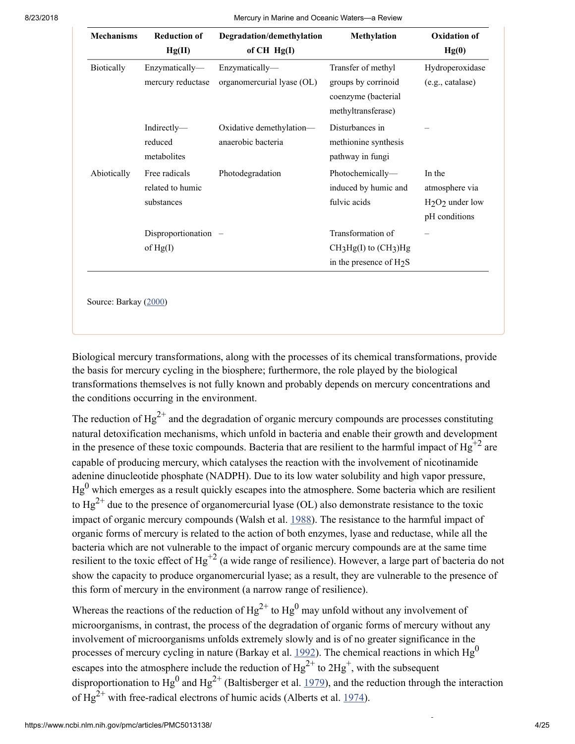| Mechanisms | Reduction of Hg(II) | Degradation/demethylation of CH Hg(I) | Methylation | Oxidation of Hg(0) |
| --- | --- | --- | --- | --- |
| Biotically | Enzymatically—mercury reductase | Enzymatically—organomercurial lyase (OL) | Transfer of methyl groups by corrinoid coenzyme (bacterial methyltransferase) | Hydroperoxidase (e.g., catalase) |
| | Indirectly—reduced metabolites | Oxidative demethylation—anaerobic bacteria | Disturbances in methionine synthesis pathway in fungi | – |
| Abiotically | Free radicals related to humic substances | Photodegradation | Photochemically—induced by humic and fulvic acids | In the atmosphere via $H_2O_2$ under low pH conditions |
| | Disproportionation of Hg(I) | – | Transformation of $CH_3Hg(I)$ to $(CH_3)Hg$ in the presence of $H_2S$ | – |

Source: Barkay (2000)

Biological mercury transformations, along with the processes of its chemical transformations, provide the basis for mercury cycling in the biosphere; furthermore, the role played by the biological transformations themselves is not fully known and probably depends on mercury concentrations and the conditions occurring in the environment.

The reduction of $Hg^{2+}$ and the degradation of organic mercury compounds are processes constituting natural detoxification mechanisms, which unfold in bacteria and enable their growth and development in the presence of these toxic compounds. Bacteria that are resilient to the harmful impact of $Hg^{+2}$ are capable of producing mercury, which catalyses the reaction with the involvement of nicotinamide adenine dinucleotide phosphate (NADPH). Due to its low water solubility and high vapor pressure, $Hg^0$ which emerges as a result quickly escapes into the atmosphere. Some bacteria which are resilient to $Hg^{2+}$ due to the presence of organomercurial lyase (OL) also demonstrate resistance to the toxic impact of organic mercury compounds (Walsh et al. 1988). The resistance to the harmful impact of organic forms of mercury is related to the action of both enzymes, lyase and reductase, while all the bacteria which are not vulnerable to the impact of organic mercury compounds are at the same time resilient to the toxic effect of $Hg^{+2}$ (a wide range of resilience). However, a large part of bacteria do not show the capacity to produce organomercurial lyase; as a result, they are vulnerable to the presence of this form of mercury in the environment (a narrow range of resilience).

Whereas the reactions of the reduction of $Hg^{2+}$ to $Hg^0$ may unfold without any involvement of microorganisms, in contrast, the process of the degradation of organic forms of mercury without any involvement of microorganisms unfolds extremely slowly and is of no greater significance in the processes of mercury cycling in nature (Barkay et al. 1992). The chemical reactions in which $Hg^0$ escapes into the atmosphere include the reduction of $Hg^{2+}$ to $2Hg^+$, with the subsequent disproportionation to $Hg^0$ and $Hg^{2+}$ (Baltisberger et al. 1979), and the reduction through the interaction of $Hg^{2+}$ with free-radical electrons of humic acids (Alberts et al. 1974).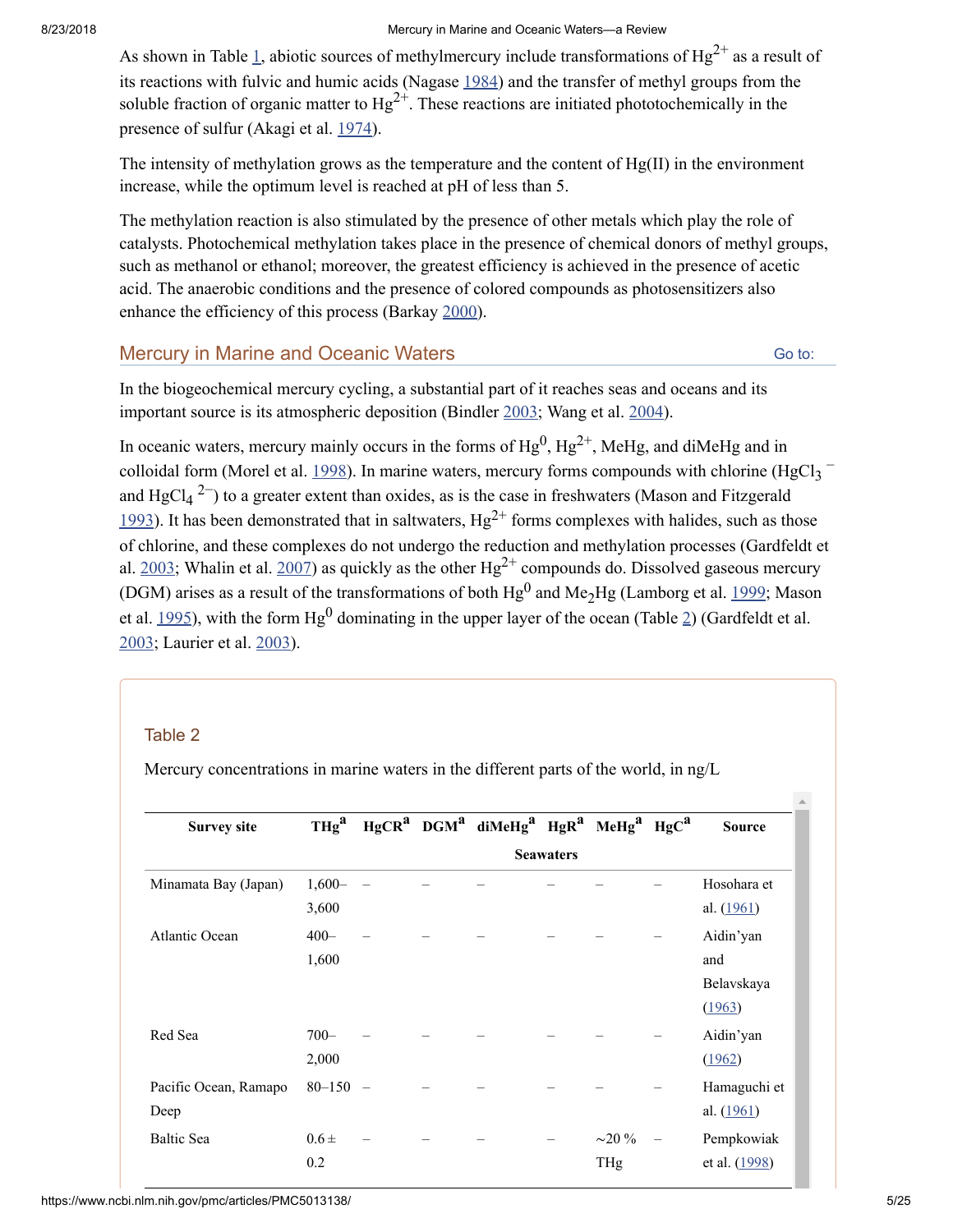As shown in Table 1, abiotic sources of methylmercury include transformations of $Hg^{2+}$ as a result of its reactions with fulvic and humic acids (Nagase 1984) and the transfer of methyl groups from the soluble fraction of organic matter to $Hg^{2+}$. These reactions are initiated phototochemically in the presence of sulfur (Akagi et al. 1974).

The intensity of methylation grows as the temperature and the content of Hg(II) in the environment increase, while the optimum level is reached at pH of less than 5.

The methylation reaction is also stimulated by the presence of other metals which play the role of catalysts. Photochemical methylation takes place in the presence of chemical donors of methyl groups, such as methanol or ethanol; moreover, the greatest efficiency is achieved in the presence of acetic acid. The anaerobic conditions and the presence of colored compounds as photosensitizers also enhance the efficiency of this process (Barkay 2000).

## Mercury in Marine and Oceanic Waters

In the biogeochemical mercury cycling, a substantial part of it reaches seas and oceans and its important source is its atmospheric deposition (Bindler 2003; Wang et al. 2004).

In oceanic waters, mercury mainly occurs in the forms of $Hg^0$, $Hg^{2+}$, MeHg, and diMeHg and in colloidal form (Morel et al. 1998). In marine waters, mercury forms compounds with chlorine ($HgCl_3^{\ -}$ and $HgCl_4^{\ 2-}$) to a greater extent than oxides, as is the case in freshwaters (Mason and Fitzgerald 1993). It has been demonstrated that in saltwaters, $Hg^{2+}$ forms complexes with halides, such as those of chlorine, and these complexes do not undergo the reduction and methylation processes (Gardfeldt et al. 2003; Whalin et al. 2007) as quickly as the other $Hg^{2+}$ compounds do. Dissolved gaseous mercury (DGM) arises as a result of the transformations of both $Hg^0$ and $Me_2Hg$ (Lamborg et al. 1999; Mason et al. 1995), with the form $Hg^0$ dominating in the upper layer of the ocean (Table 2) (Gardfeldt et al. 2003; Laurier et al. 2003).

### Table 2

Mercury concentrations in marine waters in the different parts of the world, in ng/L

| Survey site | THg[a] | HgCR[a] | DGM[a] | diMeHg[a] | HgR[a] | MeHg[a] | HgC[a] | Source |
|---|---|---|---|---|---|---|---|---|
| | | | | Seawaters | | | | |
| Minamata Bay (Japan) | 1,600–3,600 | – | – | – | – | – | – | Hosohara et al. (1961) |
| Atlantic Ocean | 400–1,600 | – | – | – | – | – | – | Aidin'yan and Belavskaya (1963) |
| Red Sea | 700–2,000 | – | – | – | – | – | – | Aidin'yan (1962) |
| Pacific Ocean, Ramapo Deep | 80–150 | – | – | – | – | – | – | Hamaguchi et al. (1961) |
| Baltic Sea | 0.6 ± 0.2 | – | – | – | – | ~20 % THg | – | Pempkowiak et al. (1998) |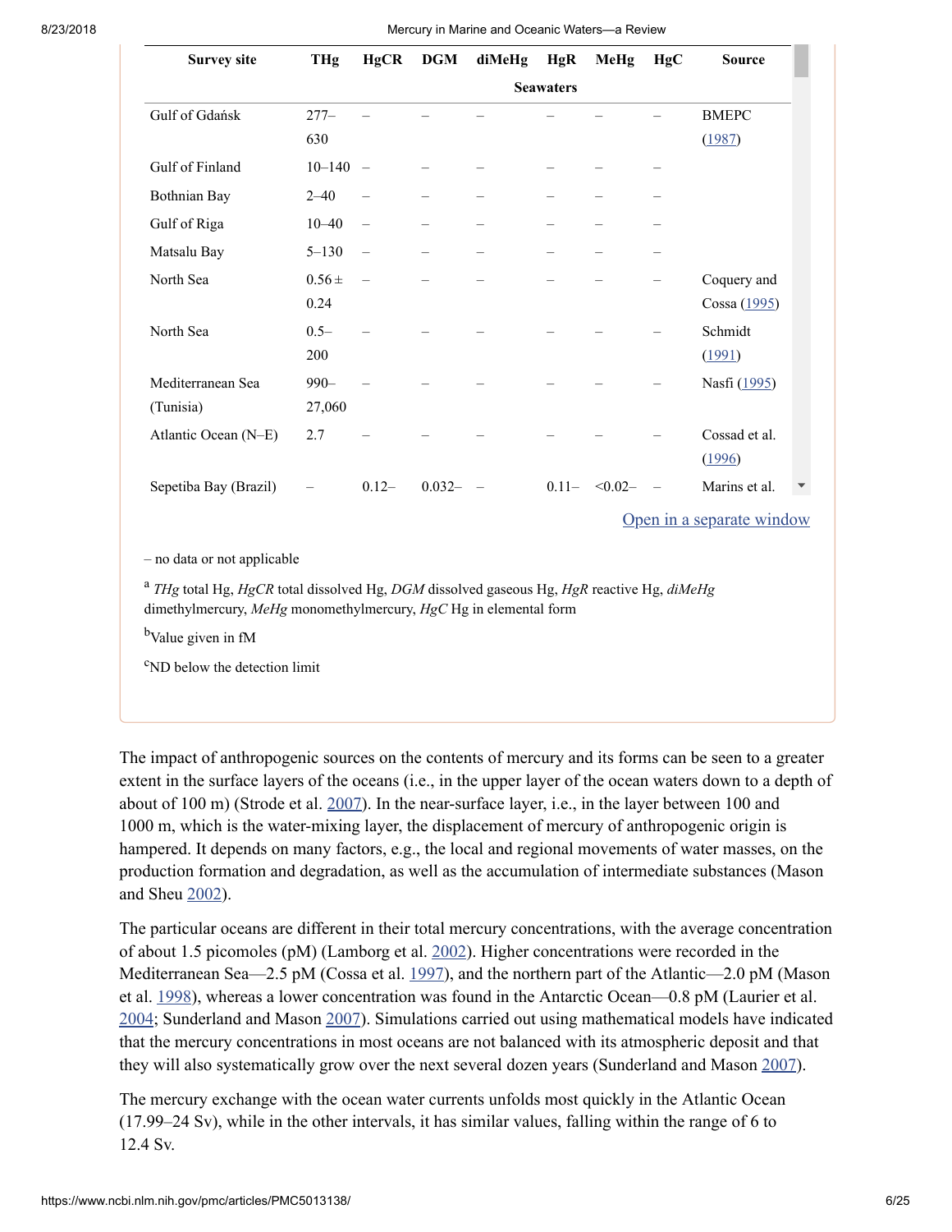| Survey site | THg | HgCR | DGM | diMeHg | HgR | MeHg | HgC | Source |
|---|---|---|---|---|---|---|---|---|
| | | | | Seawaters | | | | |
| Gulf of Gdańsk | 277–630 | – | – | – | – | – | – | BMEPC (1987) |
| Gulf of Finland | 10–140 | – | – | – | – | – | – | |
| Bothnian Bay | 2–40 | – | – | – | – | – | – | |
| Gulf of Riga | 10–40 | – | – | – | – | – | – | |
| Matsalu Bay | 5–130 | – | – | – | – | – | – | |
| North Sea | 0.56 ± 0.24 | – | – | – | – | – | – | Coquery and Cossa (1995) |
| North Sea | 0.5–200 | – | – | – | – | – | – | Schmidt (1991) |
| Mediterranean Sea (Tunisia) | 990–27,060 | – | – | – | – | – | – | Nasfi (1995) |
| Atlantic Ocean (N–E) | 2.7 | – | – | – | – | – | – | Cossad et al. (1996) |
| Sepetiba Bay (Brazil) | – | 0.12– | 0.032– | – | 0.11– | <0.02– | – | Marins et al. |

– no data or not applicable

[a] *THg* total Hg, *HgCR* total dissolved Hg, *DGM* dissolved gaseous Hg, *HgR* reactive Hg, *diMeHg* dimethylmercury, *MeHg* monomethylmercury, *HgC* Hg in elemental form

[b]Value given in fM

[c]ND below the detection limit

The impact of anthropogenic sources on the contents of mercury and its forms can be seen to a greater extent in the surface layers of the oceans (i.e., in the upper layer of the ocean waters down to a depth of about of 100 m) (Strode et al. 2007). In the near-surface layer, i.e., in the layer between 100 and 1000 m, which is the water-mixing layer, the displacement of mercury of anthropogenic origin is hampered. It depends on many factors, e.g., the local and regional movements of water masses, on the production formation and degradation, as well as the accumulation of intermediate substances (Mason and Sheu 2002).

The particular oceans are different in their total mercury concentrations, with the average concentration of about 1.5 picomoles (pM) (Lamborg et al. 2002). Higher concentrations were recorded in the Mediterranean Sea—2.5 pM (Cossa et al. 1997), and the northern part of the Atlantic—2.0 pM (Mason et al. 1998), whereas a lower concentration was found in the Antarctic Ocean—0.8 pM (Laurier et al. 2004; Sunderland and Mason 2007). Simulations carried out using mathematical models have indicated that the mercury concentrations in most oceans are not balanced with its atmospheric deposit and that they will also systematically grow over the next several dozen years (Sunderland and Mason 2007).

The mercury exchange with the ocean water currents unfolds most quickly in the Atlantic Ocean (17.99–24 Sv), while in the other intervals, it has similar values, falling within the range of 6 to 12.4 Sv.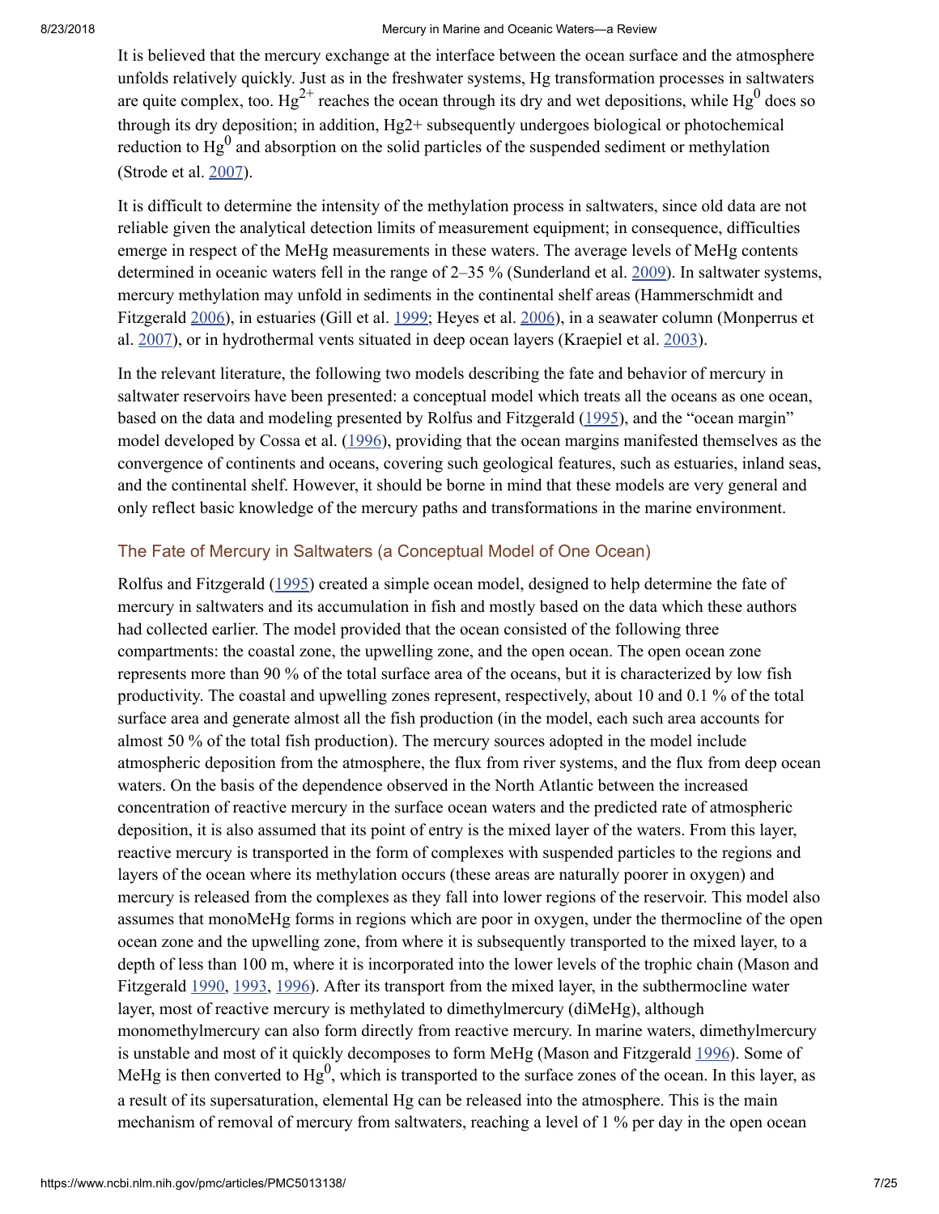It is believed that the mercury exchange at the interface between the ocean surface and the atmosphere unfolds relatively quickly. Just as in the freshwater systems, Hg transformation processes in saltwaters are quite complex, too. $Hg^{2+}$ reaches the ocean through its dry and wet depositions, while $Hg^0$ does so through its dry deposition; in addition, Hg2+ subsequently undergoes biological or photochemical reduction to $Hg^0$ and absorption on the solid particles of the suspended sediment or methylation (Strode et al. 2007).

It is difficult to determine the intensity of the methylation process in saltwaters, since old data are not reliable given the analytical detection limits of measurement equipment; in consequence, difficulties emerge in respect of the MeHg measurements in these waters. The average levels of MeHg contents determined in oceanic waters fell in the range of 2–35 % (Sunderland et al. 2009). In saltwater systems, mercury methylation may unfold in sediments in the continental shelf areas (Hammerschmidt and Fitzgerald 2006), in estuaries (Gill et al. 1999; Heyes et al. 2006), in a seawater column (Monperrus et al. 2007), or in hydrothermal vents situated in deep ocean layers (Kraepiel et al. 2003).

In the relevant literature, the following two models describing the fate and behavior of mercury in saltwater reservoirs have been presented: a conceptual model which treats all the oceans as one ocean, based on the data and modeling presented by Rolfus and Fitzgerald (1995), and the "ocean margin" model developed by Cossa et al. (1996), providing that the ocean margins manifested themselves as the convergence of continents and oceans, covering such geological features, such as estuaries, inland seas, and the continental shelf. However, it should be borne in mind that these models are very general and only reflect basic knowledge of the mercury paths and transformations in the marine environment.

### The Fate of Mercury in Saltwaters (a Conceptual Model of One Ocean)

Rolfus and Fitzgerald (1995) created a simple ocean model, designed to help determine the fate of mercury in saltwaters and its accumulation in fish and mostly based on the data which these authors had collected earlier. The model provided that the ocean consisted of the following three compartments: the coastal zone, the upwelling zone, and the open ocean. The open ocean zone represents more than 90 % of the total surface area of the oceans, but it is characterized by low fish productivity. The coastal and upwelling zones represent, respectively, about 10 and 0.1 % of the total surface area and generate almost all the fish production (in the model, each such area accounts for almost 50 % of the total fish production). The mercury sources adopted in the model include atmospheric deposition from the atmosphere, the flux from river systems, and the flux from deep ocean waters. On the basis of the dependence observed in the North Atlantic between the increased concentration of reactive mercury in the surface ocean waters and the predicted rate of atmospheric deposition, it is also assumed that its point of entry is the mixed layer of the waters. From this layer, reactive mercury is transported in the form of complexes with suspended particles to the regions and layers of the ocean where its methylation occurs (these areas are naturally poorer in oxygen) and mercury is released from the complexes as they fall into lower regions of the reservoir. This model also assumes that monoMeHg forms in regions which are poor in oxygen, under the thermocline of the open ocean zone and the upwelling zone, from where it is subsequently transported to the mixed layer, to a depth of less than 100 m, where it is incorporated into the lower levels of the trophic chain (Mason and Fitzgerald 1990, 1993, 1996). After its transport from the mixed layer, in the subthermocline water layer, most of reactive mercury is methylated to dimethylmercury (diMeHg), although monomethylmercury can also form directly from reactive mercury. In marine waters, dimethylmercury is unstable and most of it quickly decomposes to form MeHg (Mason and Fitzgerald 1996). Some of MeHg is then converted to $Hg^0$, which is transported to the surface zones of the ocean. In this layer, as a result of its supersaturation, elemental Hg can be released into the atmosphere. This is the main mechanism of removal of mercury from saltwaters, reaching a level of 1 % per day in the open ocean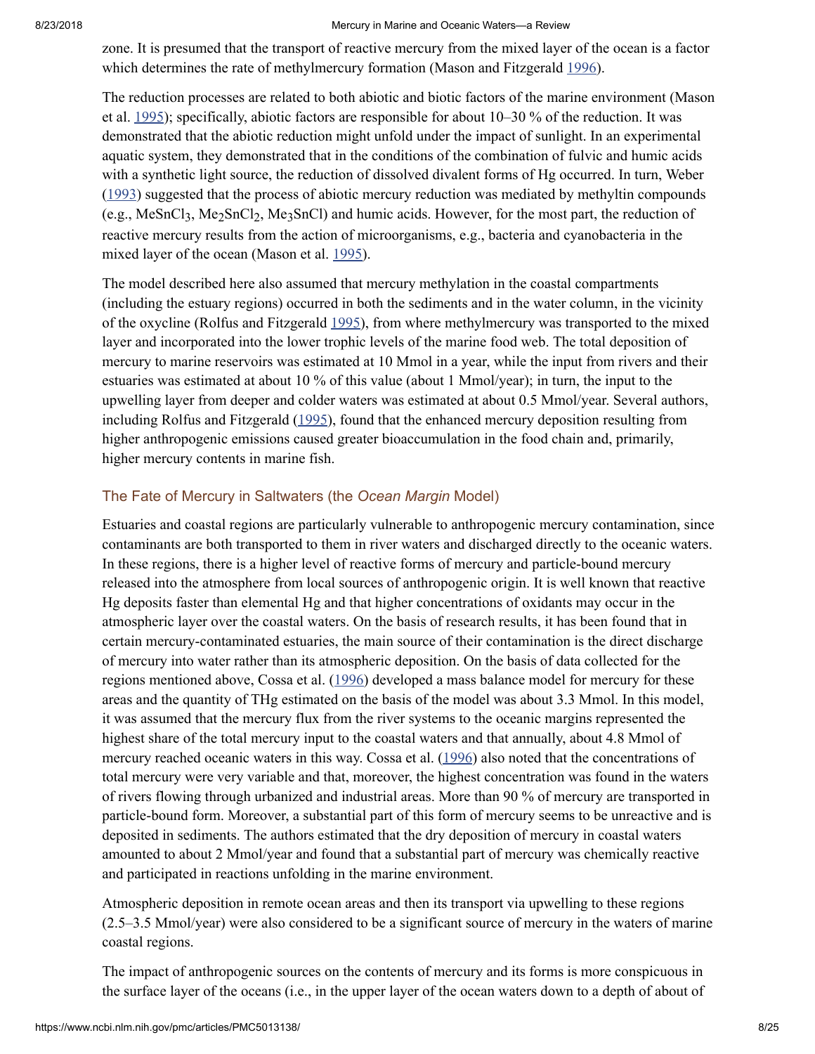zone. It is presumed that the transport of reactive mercury from the mixed layer of the ocean is a factor which determines the rate of methylmercury formation (Mason and Fitzgerald 1996).

The reduction processes are related to both abiotic and biotic factors of the marine environment (Mason et al. 1995); specifically, abiotic factors are responsible for about 10–30 % of the reduction. It was demonstrated that the abiotic reduction might unfold under the impact of sunlight. In an experimental aquatic system, they demonstrated that in the conditions of the combination of fulvic and humic acids with a synthetic light source, the reduction of dissolved divalent forms of Hg occurred. In turn, Weber (1993) suggested that the process of abiotic mercury reduction was mediated by methyltin compounds (e.g., $MeSnCl_3$, $Me_2SnCl_2$, $Me_3SnCl$) and humic acids. However, for the most part, the reduction of reactive mercury results from the action of microorganisms, e.g., bacteria and cyanobacteria in the mixed layer of the ocean (Mason et al. 1995).

The model described here also assumed that mercury methylation in the coastal compartments (including the estuary regions) occurred in both the sediments and in the water column, in the vicinity of the oxycline (Rolfus and Fitzgerald 1995), from where methylmercury was transported to the mixed layer and incorporated into the lower trophic levels of the marine food web. The total deposition of mercury to marine reservoirs was estimated at 10 Mmol in a year, while the input from rivers and their estuaries was estimated at about 10 % of this value (about 1 Mmol/year); in turn, the input to the upwelling layer from deeper and colder waters was estimated at about 0.5 Mmol/year. Several authors, including Rolfus and Fitzgerald (1995), found that the enhanced mercury deposition resulting from higher anthropogenic emissions caused greater bioaccumulation in the food chain and, primarily, higher mercury contents in marine fish.

## The Fate of Mercury in Saltwaters (the *Ocean Margin* Model)

Estuaries and coastal regions are particularly vulnerable to anthropogenic mercury contamination, since contaminants are both transported to them in river waters and discharged directly to the oceanic waters. In these regions, there is a higher level of reactive forms of mercury and particle-bound mercury released into the atmosphere from local sources of anthropogenic origin. It is well known that reactive Hg deposits faster than elemental Hg and that higher concentrations of oxidants may occur in the atmospheric layer over the coastal waters. On the basis of research results, it has been found that in certain mercury-contaminated estuaries, the main source of their contamination is the direct discharge of mercury into water rather than its atmospheric deposition. On the basis of data collected for the regions mentioned above, Cossa et al. (1996) developed a mass balance model for mercury for these areas and the quantity of THg estimated on the basis of the model was about 3.3 Mmol. In this model, it was assumed that the mercury flux from the river systems to the oceanic margins represented the highest share of the total mercury input to the coastal waters and that annually, about 4.8 Mmol of mercury reached oceanic waters in this way. Cossa et al. (1996) also noted that the concentrations of total mercury were very variable and that, moreover, the highest concentration was found in the waters of rivers flowing through urbanized and industrial areas. More than 90 % of mercury are transported in particle-bound form. Moreover, a substantial part of this form of mercury seems to be unreactive and is deposited in sediments. The authors estimated that the dry deposition of mercury in coastal waters amounted to about 2 Mmol/year and found that a substantial part of mercury was chemically reactive and participated in reactions unfolding in the marine environment.

Atmospheric deposition in remote ocean areas and then its transport via upwelling to these regions (2.5–3.5 Mmol/year) were also considered to be a significant source of mercury in the waters of marine coastal regions.

The impact of anthropogenic sources on the contents of mercury and its forms is more conspicuous in the surface layer of the oceans (i.e., in the upper layer of the ocean waters down to a depth of about of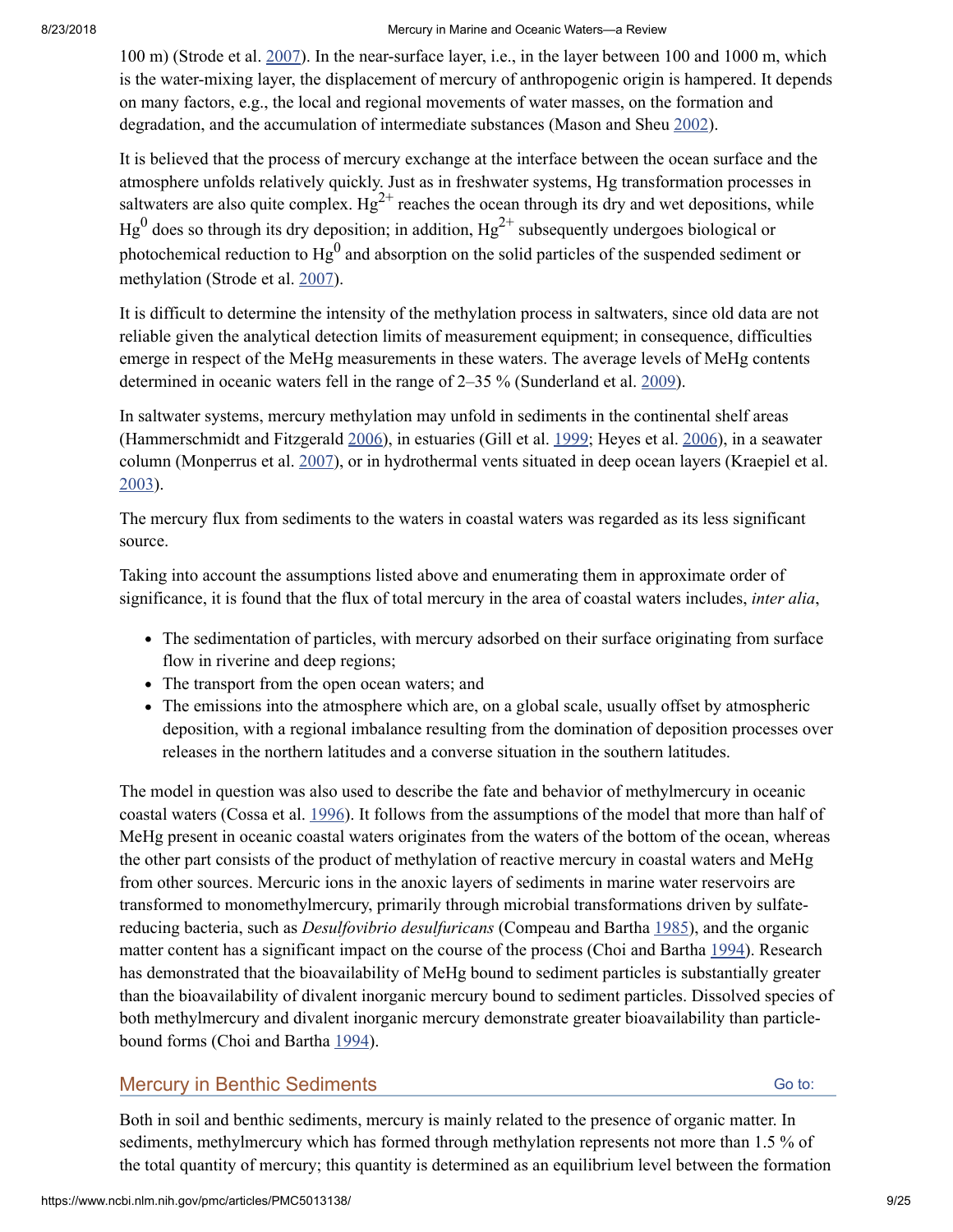100 m) (Strode et al. 2007). In the near-surface layer, i.e., in the layer between 100 and 1000 m, which is the water-mixing layer, the displacement of mercury of anthropogenic origin is hampered. It depends on many factors, e.g., the local and regional movements of water masses, on the formation and degradation, and the accumulation of intermediate substances (Mason and Sheu 2002).

It is believed that the process of mercury exchange at the interface between the ocean surface and the atmosphere unfolds relatively quickly. Just as in freshwater systems, Hg transformation processes in saltwaters are also quite complex. $Hg^{2+}$ reaches the ocean through its dry and wet depositions, while $Hg^0$ does so through its dry deposition; in addition, $Hg^{2+}$ subsequently undergoes biological or photochemical reduction to $Hg^0$ and absorption on the solid particles of the suspended sediment or methylation (Strode et al. 2007).

It is difficult to determine the intensity of the methylation process in saltwaters, since old data are not reliable given the analytical detection limits of measurement equipment; in consequence, difficulties emerge in respect of the MeHg measurements in these waters. The average levels of MeHg contents determined in oceanic waters fell in the range of 2–35 % (Sunderland et al. 2009).

In saltwater systems, mercury methylation may unfold in sediments in the continental shelf areas (Hammerschmidt and Fitzgerald 2006), in estuaries (Gill et al. 1999; Heyes et al. 2006), in a seawater column (Monperrus et al. 2007), or in hydrothermal vents situated in deep ocean layers (Kraepiel et al. 2003).

The mercury flux from sediments to the waters in coastal waters was regarded as its less significant source.

Taking into account the assumptions listed above and enumerating them in approximate order of significance, it is found that the flux of total mercury in the area of coastal waters includes, *inter alia*,

- The sedimentation of particles, with mercury adsorbed on their surface originating from surface flow in riverine and deep regions;
- The transport from the open ocean waters; and
- The emissions into the atmosphere which are, on a global scale, usually offset by atmospheric deposition, with a regional imbalance resulting from the domination of deposition processes over releases in the northern latitudes and a converse situation in the southern latitudes.

The model in question was also used to describe the fate and behavior of methylmercury in oceanic coastal waters (Cossa et al. 1996). It follows from the assumptions of the model that more than half of MeHg present in oceanic coastal waters originates from the waters of the bottom of the ocean, whereas the other part consists of the product of methylation of reactive mercury in coastal waters and MeHg from other sources. Mercuric ions in the anoxic layers of sediments in marine water reservoirs are transformed to monomethylmercury, primarily through microbial transformations driven by sulfate-reducing bacteria, such as *Desulfovibrio desulfuricans* (Compeau and Bartha 1985), and the organic matter content has a significant impact on the course of the process (Choi and Bartha 1994). Research has demonstrated that the bioavailability of MeHg bound to sediment particles is substantially greater than the bioavailability of divalent inorganic mercury bound to sediment particles. Dissolved species of both methylmercury and divalent inorganic mercury demonstrate greater bioavailability than particle-bound forms (Choi and Bartha 1994).

## Mercury in Benthic Sediments

Both in soil and benthic sediments, mercury is mainly related to the presence of organic matter. In sediments, methylmercury which has formed through methylation represents not more than 1.5 % of the total quantity of mercury; this quantity is determined as an equilibrium level between the formation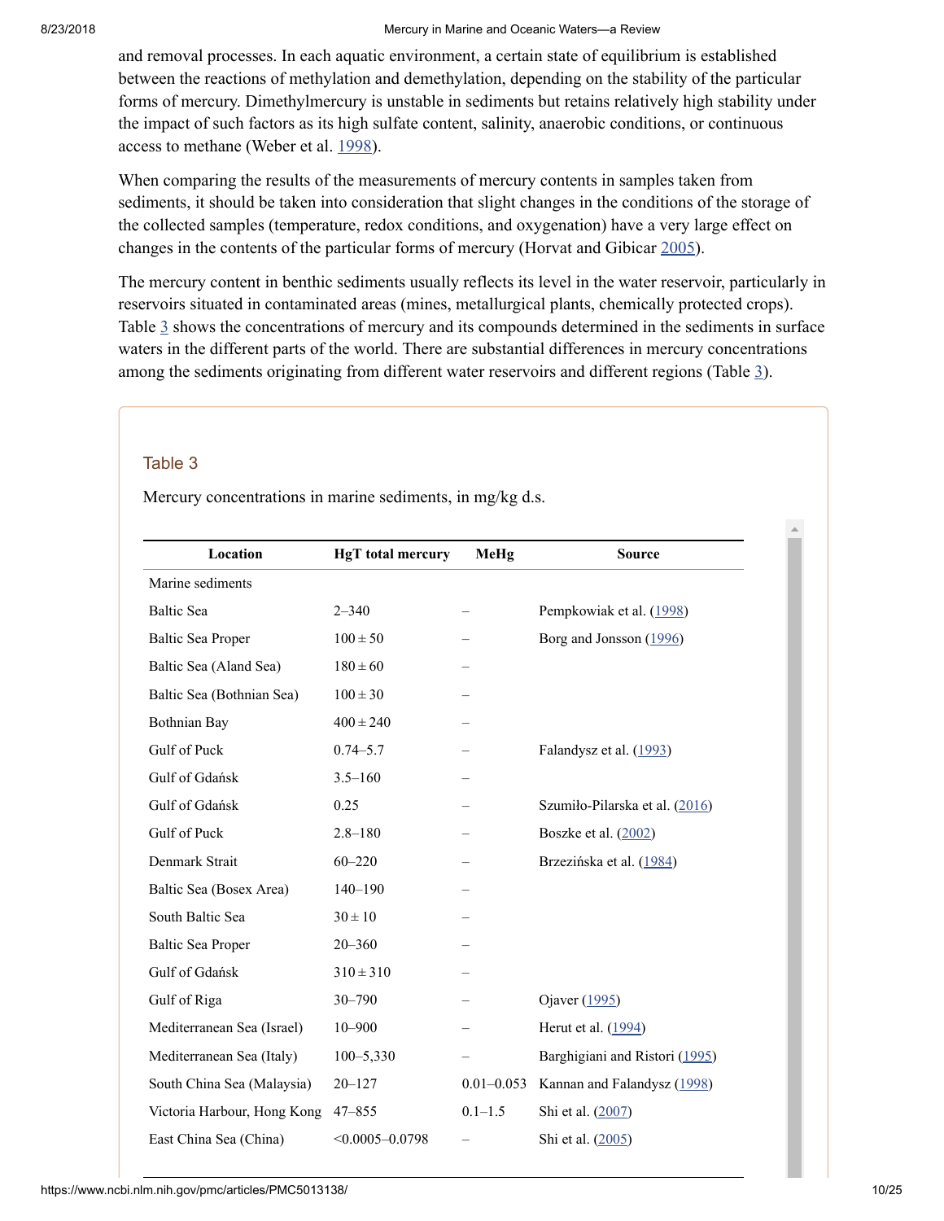and removal processes. In each aquatic environment, a certain state of equilibrium is established between the reactions of methylation and demethylation, depending on the stability of the particular forms of mercury. Dimethylmercury is unstable in sediments but retains relatively high stability under the impact of such factors as its high sulfate content, salinity, anaerobic conditions, or continuous access to methane (Weber et al. 1998).

When comparing the results of the measurements of mercury contents in samples taken from sediments, it should be taken into consideration that slight changes in the conditions of the storage of the collected samples (temperature, redox conditions, and oxygenation) have a very large effect on changes in the contents of the particular forms of mercury (Horvat and Gibicar 2005).

The mercury content in benthic sediments usually reflects its level in the water reservoir, particularly in reservoirs situated in contaminated areas (mines, metallurgical plants, chemically protected crops). Table 3 shows the concentrations of mercury and its compounds determined in the sediments in surface waters in the different parts of the world. There are substantial differences in mercury concentrations among the sediments originating from different water reservoirs and different regions (Table 3).

### Table 3

Mercury concentrations in marine sediments, in mg/kg d.s.

| Location | HgT total mercury | MeHg | Source |
|---|---|---|---|
| Marine sediments | | | |
| Baltic Sea | 2–340 | – | Pempkowiak et al. (1998) |
| Baltic Sea Proper | 100 ± 50 | – | Borg and Jonsson (1996) |
| Baltic Sea (Aland Sea) | 180 ± 60 | – | |
| Baltic Sea (Bothnian Sea) | 100 ± 30 | – | |
| Bothnian Bay | 400 ± 240 | – | |
| Gulf of Puck | 0.74–5.7 | – | Falandysz et al. (1993) |
| Gulf of Gdańsk | 3.5–160 | – | |
| Gulf of Gdańsk | 0.25 | – | Szumiło-Pilarska et al. (2016) |
| Gulf of Puck | 2.8–180 | – | Boszke et al. (2002) |
| Denmark Strait | 60–220 | – | Brzezińska et al. (1984) |
| Baltic Sea (Bosex Area) | 140–190 | – | |
| South Baltic Sea | 30 ± 10 | – | |
| Baltic Sea Proper | 20–360 | – | |
| Gulf of Gdańsk | 310 ± 310 | – | |
| Gulf of Riga | 30–790 | – | Ojaver (1995) |
| Mediterranean Sea (Israel) | 10–900 | – | Herut et al. (1994) |
| Mediterranean Sea (Italy) | 100–5,330 | – | Barghigiani and Ristori (1995) |
| South China Sea (Malaysia) | 20–127 | 0.01–0.053 | Kannan and Falandysz (1998) |
| Victoria Harbour, Hong Kong | 47–855 | 0.1–1.5 | Shi et al. (2007) |
| East China Sea (China) | <0.0005–0.0798 | – | Shi et al. (2005) |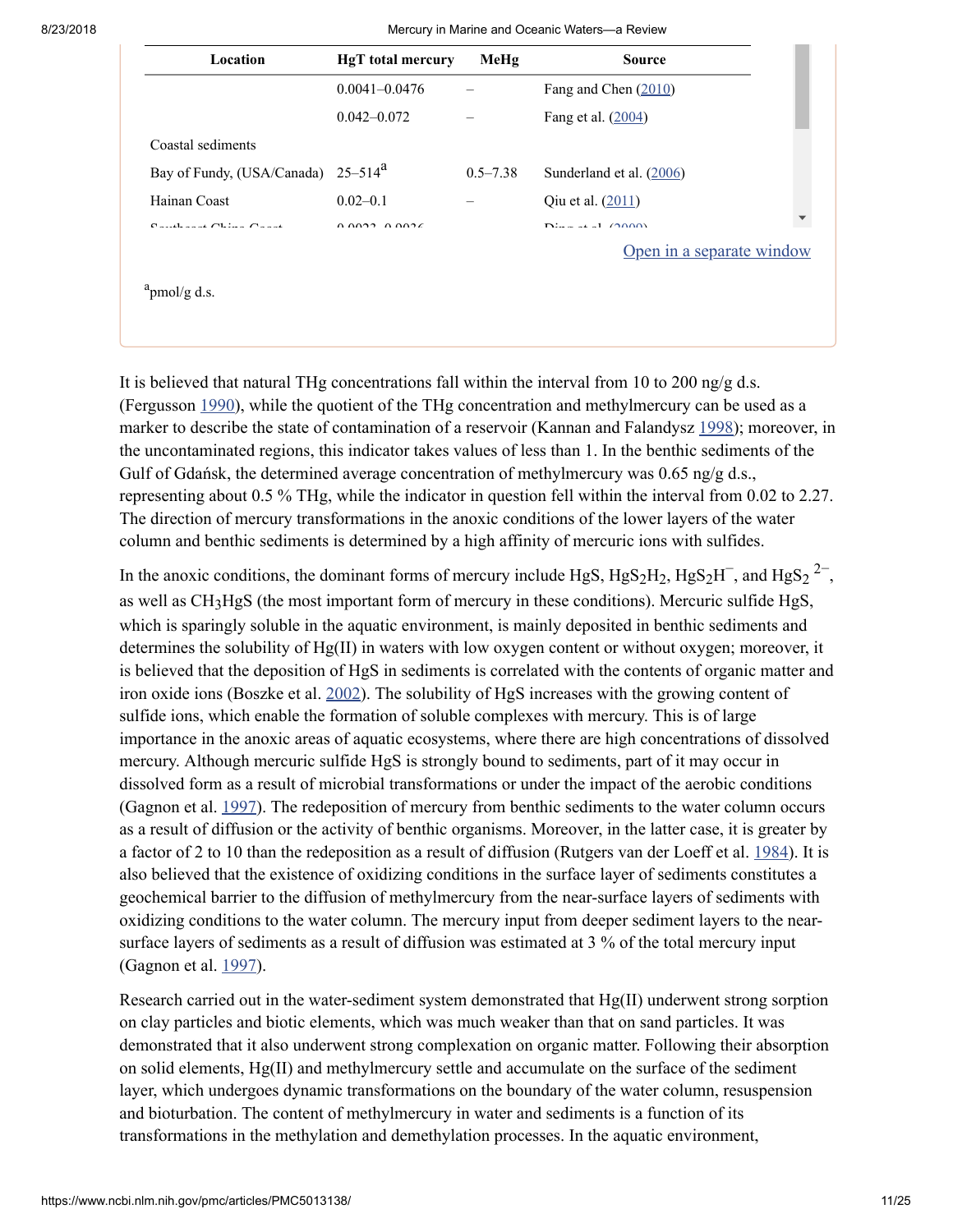| Location | HgT total mercury | MeHg | Source |
|---|---|---|---|
| | 0.0041–0.0476 | – | Fang and Chen (2010) |
| | 0.042–0.072 | – | Fang et al. (2004) |
| Coastal sediments | | | |
| Bay of Fundy, (USA/Canada) | 25–514[a] | 0.5–7.38 | Sunderland et al. (2006) |
| Hainan Coast | 0.02–0.1 | – | Qiu et al. (2011) |

[a]pmol/g d.s.

It is believed that natural THg concentrations fall within the interval from 10 to 200 ng/g d.s. (Fergusson 1990), while the quotient of the THg concentration and methylmercury can be used as a marker to describe the state of contamination of a reservoir (Kannan and Falandysz 1998); moreover, in the uncontaminated regions, this indicator takes values of less than 1. In the benthic sediments of the Gulf of Gdańsk, the determined average concentration of methylmercury was 0.65 ng/g d.s., representing about 0.5 % THg, while the indicator in question fell within the interval from 0.02 to 2.27. The direction of mercury transformations in the anoxic conditions of the lower layers of the water column and benthic sediments is determined by a high affinity of mercuric ions with sulfides.

In the anoxic conditions, the dominant forms of mercury include HgS, $HgS_2H_2$, $HgS_2H^-$, and $HgS_2^{2-}$, as well as $CH_3HgS$ (the most important form of mercury in these conditions). Mercuric sulfide HgS, which is sparingly soluble in the aquatic environment, is mainly deposited in benthic sediments and determines the solubility of Hg(II) in waters with low oxygen content or without oxygen; moreover, it is believed that the deposition of HgS in sediments is correlated with the contents of organic matter and iron oxide ions (Boszke et al. 2002). The solubility of HgS increases with the growing content of sulfide ions, which enable the formation of soluble complexes with mercury. This is of large importance in the anoxic areas of aquatic ecosystems, where there are high concentrations of dissolved mercury. Although mercuric sulfide HgS is strongly bound to sediments, part of it may occur in dissolved form as a result of microbial transformations or under the impact of the aerobic conditions (Gagnon et al. 1997). The redeposition of mercury from benthic sediments to the water column occurs as a result of diffusion or the activity of benthic organisms. Moreover, in the latter case, it is greater by a factor of 2 to 10 than the redeposition as a result of diffusion (Rutgers van der Loeff et al. 1984). It is also believed that the existence of oxidizing conditions in the surface layer of sediments constitutes a geochemical barrier to the diffusion of methylmercury from the near-surface layers of sediments with oxidizing conditions to the water column. The mercury input from deeper sediment layers to the near-surface layers of sediments as a result of diffusion was estimated at 3 % of the total mercury input (Gagnon et al. 1997).

Research carried out in the water-sediment system demonstrated that Hg(II) underwent strong sorption on clay particles and biotic elements, which was much weaker than that on sand particles. It was demonstrated that it also underwent strong complexation on organic matter. Following their absorption on solid elements, Hg(II) and methylmercury settle and accumulate on the surface of the sediment layer, which undergoes dynamic transformations on the boundary of the water column, resuspension and bioturbation. The content of methylmercury in water and sediments is a function of its transformations in the methylation and demethylation processes. In the aquatic environment,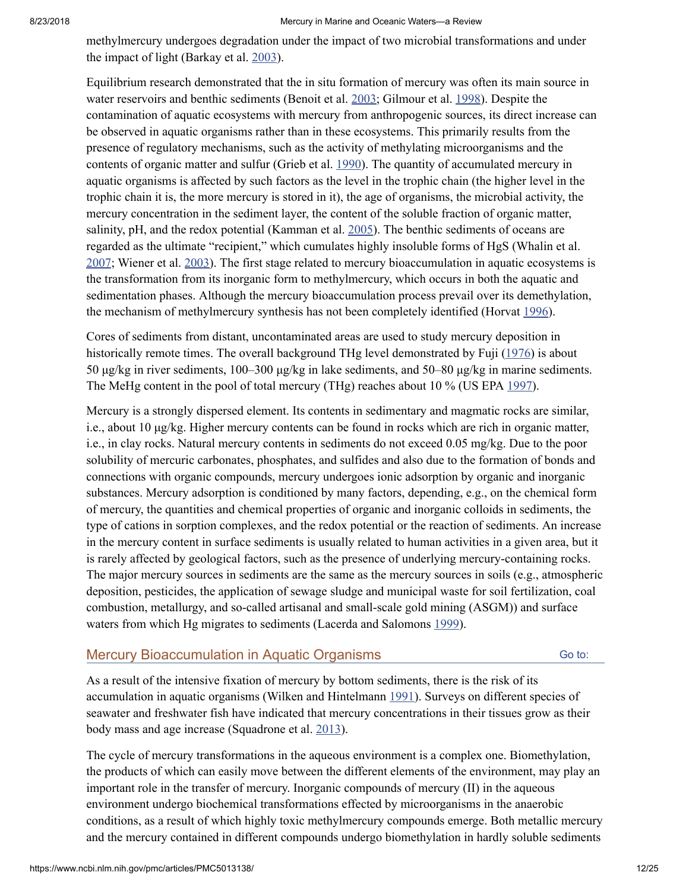methylmercury undergoes degradation under the impact of two microbial transformations and under the impact of light (Barkay et al. 2003).

Equilibrium research demonstrated that the in situ formation of mercury was often its main source in water reservoirs and benthic sediments (Benoit et al. 2003; Gilmour et al. 1998). Despite the contamination of aquatic ecosystems with mercury from anthropogenic sources, its direct increase can be observed in aquatic organisms rather than in these ecosystems. This primarily results from the presence of regulatory mechanisms, such as the activity of methylating microorganisms and the contents of organic matter and sulfur (Grieb et al. 1990). The quantity of accumulated mercury in aquatic organisms is affected by such factors as the level in the trophic chain (the higher level in the trophic chain it is, the more mercury is stored in it), the age of organisms, the microbial activity, the mercury concentration in the sediment layer, the content of the soluble fraction of organic matter, salinity, pH, and the redox potential (Kamman et al. 2005). The benthic sediments of oceans are regarded as the ultimate "recipient," which cumulates highly insoluble forms of HgS (Whalin et al. 2007; Wiener et al. 2003). The first stage related to mercury bioaccumulation in aquatic ecosystems is the transformation from its inorganic form to methylmercury, which occurs in both the aquatic and sedimentation phases. Although the mercury bioaccumulation process prevail over its demethylation, the mechanism of methylmercury synthesis has not been completely identified (Horvat 1996).

Cores of sediments from distant, uncontaminated areas are used to study mercury deposition in historically remote times. The overall background THg level demonstrated by Fuji (1976) is about 50 μg/kg in river sediments, 100–300 μg/kg in lake sediments, and 50–80 μg/kg in marine sediments. The MeHg content in the pool of total mercury (THg) reaches about 10 % (US EPA 1997).

Mercury is a strongly dispersed element. Its contents in sedimentary and magmatic rocks are similar, i.e., about 10 μg/kg. Higher mercury contents can be found in rocks which are rich in organic matter, i.e., in clay rocks. Natural mercury contents in sediments do not exceed 0.05 mg/kg. Due to the poor solubility of mercuric carbonates, phosphates, and sulfides and also due to the formation of bonds and connections with organic compounds, mercury undergoes ionic adsorption by organic and inorganic substances. Mercury adsorption is conditioned by many factors, depending, e.g., on the chemical form of mercury, the quantities and chemical properties of organic and inorganic colloids in sediments, the type of cations in sorption complexes, and the redox potential or the reaction of sediments. An increase in the mercury content in surface sediments is usually related to human activities in a given area, but it is rarely affected by geological factors, such as the presence of underlying mercury-containing rocks. The major mercury sources in sediments are the same as the mercury sources in soils (e.g., atmospheric deposition, pesticides, the application of sewage sludge and municipal waste for soil fertilization, coal combustion, metallurgy, and so-called artisanal and small-scale gold mining (ASGM)) and surface waters from which Hg migrates to sediments (Lacerda and Salomons 1999).

## Mercury Bioaccumulation in Aquatic Organisms

As a result of the intensive fixation of mercury by bottom sediments, there is the risk of its accumulation in aquatic organisms (Wilken and Hintelmann 1991). Surveys on different species of seawater and freshwater fish have indicated that mercury concentrations in their tissues grow as their body mass and age increase (Squadrone et al. 2013).

The cycle of mercury transformations in the aqueous environment is a complex one. Biomethylation, the products of which can easily move between the different elements of the environment, may play an important role in the transfer of mercury. Inorganic compounds of mercury (II) in the aqueous environment undergo biochemical transformations effected by microorganisms in the anaerobic conditions, as a result of which highly toxic methylmercury compounds emerge. Both metallic mercury and the mercury contained in different compounds undergo biomethylation in hardly soluble sediments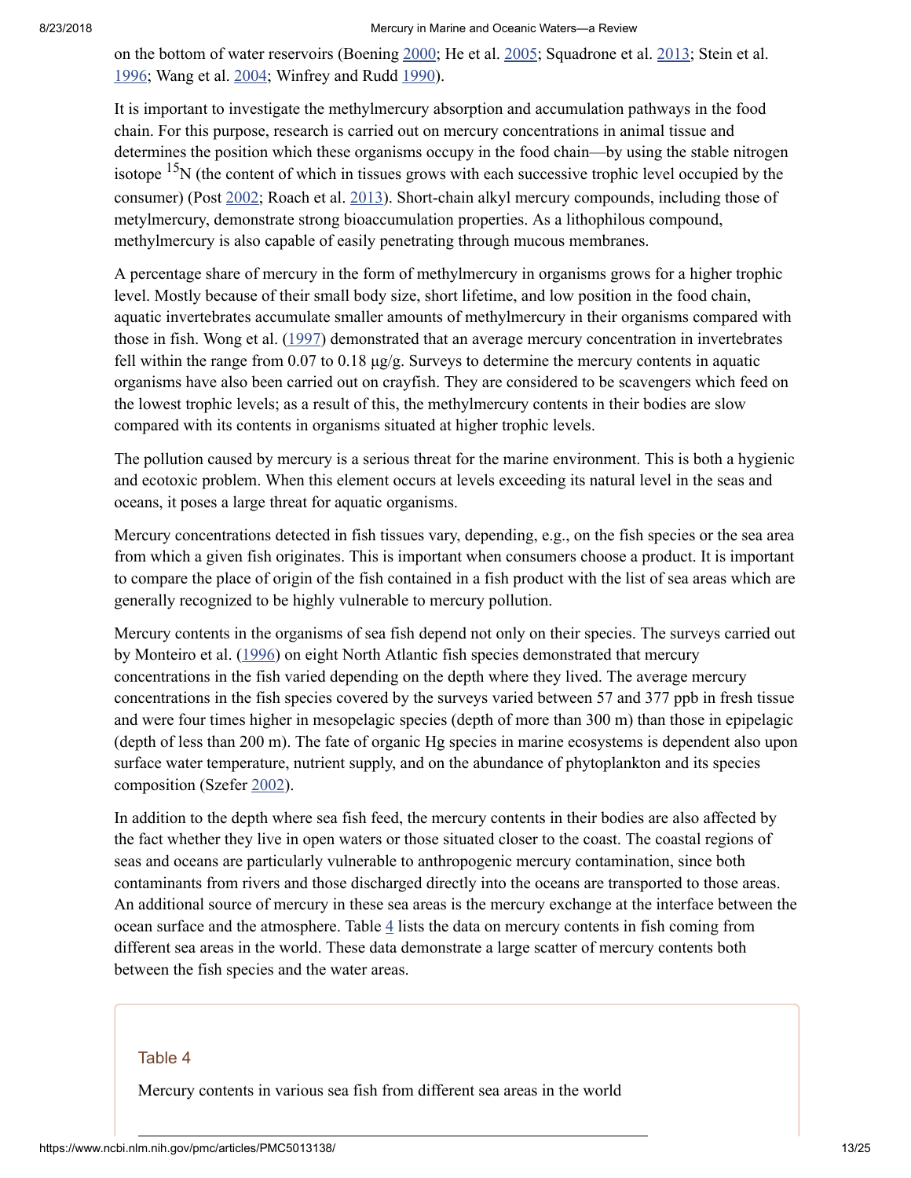on the bottom of water reservoirs (Boening 2000; He et al. 2005; Squadrone et al. 2013; Stein et al. 1996; Wang et al. 2004; Winfrey and Rudd 1990).

It is important to investigate the methylmercury absorption and accumulation pathways in the food chain. For this purpose, research is carried out on mercury concentrations in animal tissue and determines the position which these organisms occupy in the food chain—by using the stable nitrogen isotope $^{15}N$ (the content of which in tissues grows with each successive trophic level occupied by the consumer) (Post 2002; Roach et al. 2013). Short-chain alkyl mercury compounds, including those of metylmercury, demonstrate strong bioaccumulation properties. As a lithophilous compound, methylmercury is also capable of easily penetrating through mucous membranes.

A percentage share of mercury in the form of methylmercury in organisms grows for a higher trophic level. Mostly because of their small body size, short lifetime, and low position in the food chain, aquatic invertebrates accumulate smaller amounts of methylmercury in their organisms compared with those in fish. Wong et al. (1997) demonstrated that an average mercury concentration in invertebrates fell within the range from 0.07 to 0.18 μg/g. Surveys to determine the mercury contents in aquatic organisms have also been carried out on crayfish. They are considered to be scavengers which feed on the lowest trophic levels; as a result of this, the methylmercury contents in their bodies are slow compared with its contents in organisms situated at higher trophic levels.

The pollution caused by mercury is a serious threat for the marine environment. This is both a hygienic and ecotoxic problem. When this element occurs at levels exceeding its natural level in the seas and oceans, it poses a large threat for aquatic organisms.

Mercury concentrations detected in fish tissues vary, depending, e.g., on the fish species or the sea area from which a given fish originates. This is important when consumers choose a product. It is important to compare the place of origin of the fish contained in a fish product with the list of sea areas which are generally recognized to be highly vulnerable to mercury pollution.

Mercury contents in the organisms of sea fish depend not only on their species. The surveys carried out by Monteiro et al. (1996) on eight North Atlantic fish species demonstrated that mercury concentrations in the fish varied depending on the depth where they lived. The average mercury concentrations in the fish species covered by the surveys varied between 57 and 377 ppb in fresh tissue and were four times higher in mesopelagic species (depth of more than 300 m) than those in epipelagic (depth of less than 200 m). The fate of organic Hg species in marine ecosystems is dependent also upon surface water temperature, nutrient supply, and on the abundance of phytoplankton and its species composition (Szefer 2002).

In addition to the depth where sea fish feed, the mercury contents in their bodies are also affected by the fact whether they live in open waters or those situated closer to the coast. The coastal regions of seas and oceans are particularly vulnerable to anthropogenic mercury contamination, since both contaminants from rivers and those discharged directly into the oceans are transported to those areas. An additional source of mercury in these sea areas is the mercury exchange at the interface between the ocean surface and the atmosphere. Table 4 lists the data on mercury contents in fish coming from different sea areas in the world. These data demonstrate a large scatter of mercury contents both between the fish species and the water areas.

Table 4

Mercury contents in various sea fish from different sea areas in the world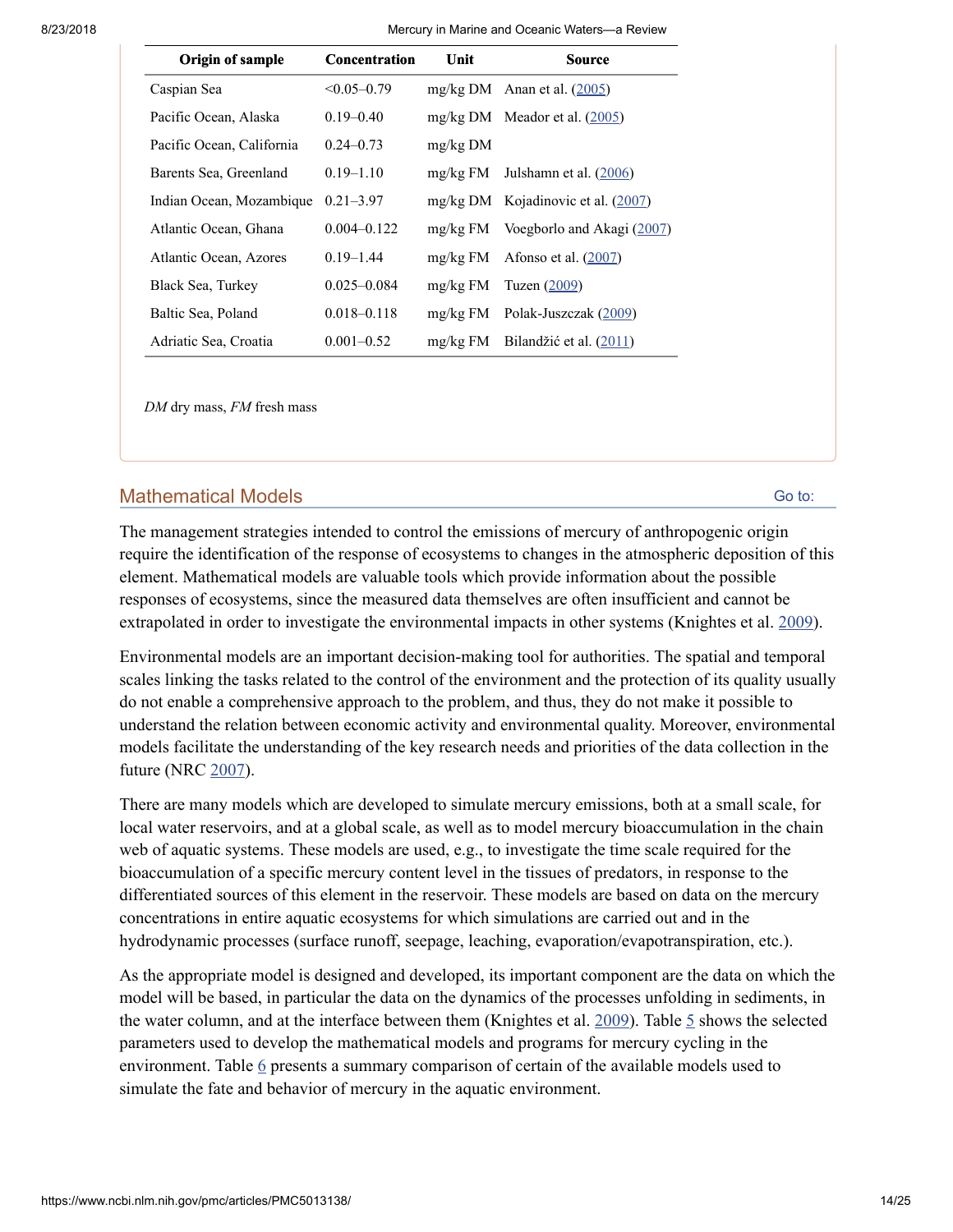| Origin of sample | Concentration | Unit | Source |
|---|---|---|---|
| Caspian Sea | <0.05–0.79 | mg/kg DM | Anan et al. (2005) |
| Pacific Ocean, Alaska | 0.19–0.40 | mg/kg DM | Meador et al. (2005) |
| Pacific Ocean, California | 0.24–0.73 | mg/kg DM | |
| Barents Sea, Greenland | 0.19–1.10 | mg/kg FM | Julshamn et al. (2006) |
| Indian Ocean, Mozambique | 0.21–3.97 | mg/kg DM | Kojadinovic et al. (2007) |
| Atlantic Ocean, Ghana | 0.004–0.122 | mg/kg FM | Voegborlo and Akagi (2007) |
| Atlantic Ocean, Azores | 0.19–1.44 | mg/kg FM | Afonso et al. (2007) |
| Black Sea, Turkey | 0.025–0.084 | mg/kg FM | Tuzen (2009) |
| Baltic Sea, Poland | 0.018–0.118 | mg/kg FM | Polak-Juszczak (2009) |
| Adriatic Sea, Croatia | 0.001–0.52 | mg/kg FM | Bilandžić et al. (2011) |

*DM* dry mass, *FM* fresh mass

## Mathematical Models

The management strategies intended to control the emissions of mercury of anthropogenic origin require the identification of the response of ecosystems to changes in the atmospheric deposition of this element. Mathematical models are valuable tools which provide information about the possible responses of ecosystems, since the measured data themselves are often insufficient and cannot be extrapolated in order to investigate the environmental impacts in other systems (Knightes et al. 2009).

Environmental models are an important decision-making tool for authorities. The spatial and temporal scales linking the tasks related to the control of the environment and the protection of its quality usually do not enable a comprehensive approach to the problem, and thus, they do not make it possible to understand the relation between economic activity and environmental quality. Moreover, environmental models facilitate the understanding of the key research needs and priorities of the data collection in the future (NRC 2007).

There are many models which are developed to simulate mercury emissions, both at a small scale, for local water reservoirs, and at a global scale, as well as to model mercury bioaccumulation in the chain web of aquatic systems. These models are used, e.g., to investigate the time scale required for the bioaccumulation of a specific mercury content level in the tissues of predators, in response to the differentiated sources of this element in the reservoir. These models are based on data on the mercury concentrations in entire aquatic ecosystems for which simulations are carried out and in the hydrodynamic processes (surface runoff, seepage, leaching, evaporation/evapotranspiration, etc.).

As the appropriate model is designed and developed, its important component are the data on which the model will be based, in particular the data on the dynamics of the processes unfolding in sediments, in the water column, and at the interface between them (Knightes et al. 2009). Table 5 shows the selected parameters used to develop the mathematical models and programs for mercury cycling in the environment. Table 6 presents a summary comparison of certain of the available models used to simulate the fate and behavior of mercury in the aquatic environment.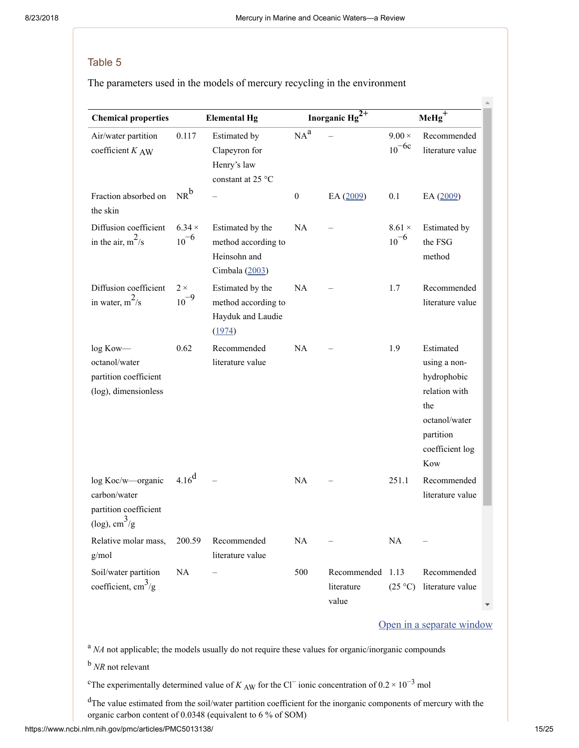## Table 5

The parameters used in the models of mercury recycling in the environment

| Chemical properties | Elemental Hg | | Inorganic $Hg^{2+}$ | | $MeHg^+$ | |
|---|---|---|---|---|---|---|
| Air/water partition coefficient $K_{AW}$ | 0.117 | Estimated by Clapeyron for Henry's law constant at 25 °C | NA[a] | – | $9.00 \times 10^{-6}$[c] | Recommended literature value |
| Fraction absorbed on the skin | NR[b] | – | 0 | EA (2009) | 0.1 | EA (2009) |
| Diffusion coefficient in the air, $m^2/s$ | $6.34 \times 10^{-6}$ | Estimated by the method according to Heinsohn and Cimbala (2003) | NA | – | $8.61 \times 10^{-6}$ | Estimated by the FSG method |
| Diffusion coefficient in water, $m^2/s$ | $2 \times 10^{-9}$ | Estimated by the method according to Hayduk and Laudie (1974) | NA | – | 1.7 | Recommended literature value |
| log Kow—octanol/water partition coefficient (log), dimensionless | 0.62 | Recommended literature value | NA | – | 1.9 | Estimated using a non-hydrophobic relation with the octanol/water partition coefficient log Kow |
| log Koc/w—organic carbon/water partition coefficient (log), $cm^3/g$ | 4.16[d] | – | NA | – | 251.1 | Recommended literature value |
| Relative molar mass, g/mol | 200.59 | Recommended literature value | NA | – | NA | – |
| Soil/water partition coefficient, $cm^3/g$ | NA | – | 500 | Recommended literature value | 1.13 (25 °C) | Recommended literature value |

[a] *NA* not applicable; the models usually do not require these values for organic/inorganic compounds

[b] *NR* not relevant

[c] The experimentally determined value of $K_{AW}$ for the $Cl^-$ ionic concentration of $0.2 \times 10^{-3}$ mol

[d] The value estimated from the soil/water partition coefficient for the inorganic components of mercury with the organic carbon content of 0.0348 (equivalent to 6 % of SOM)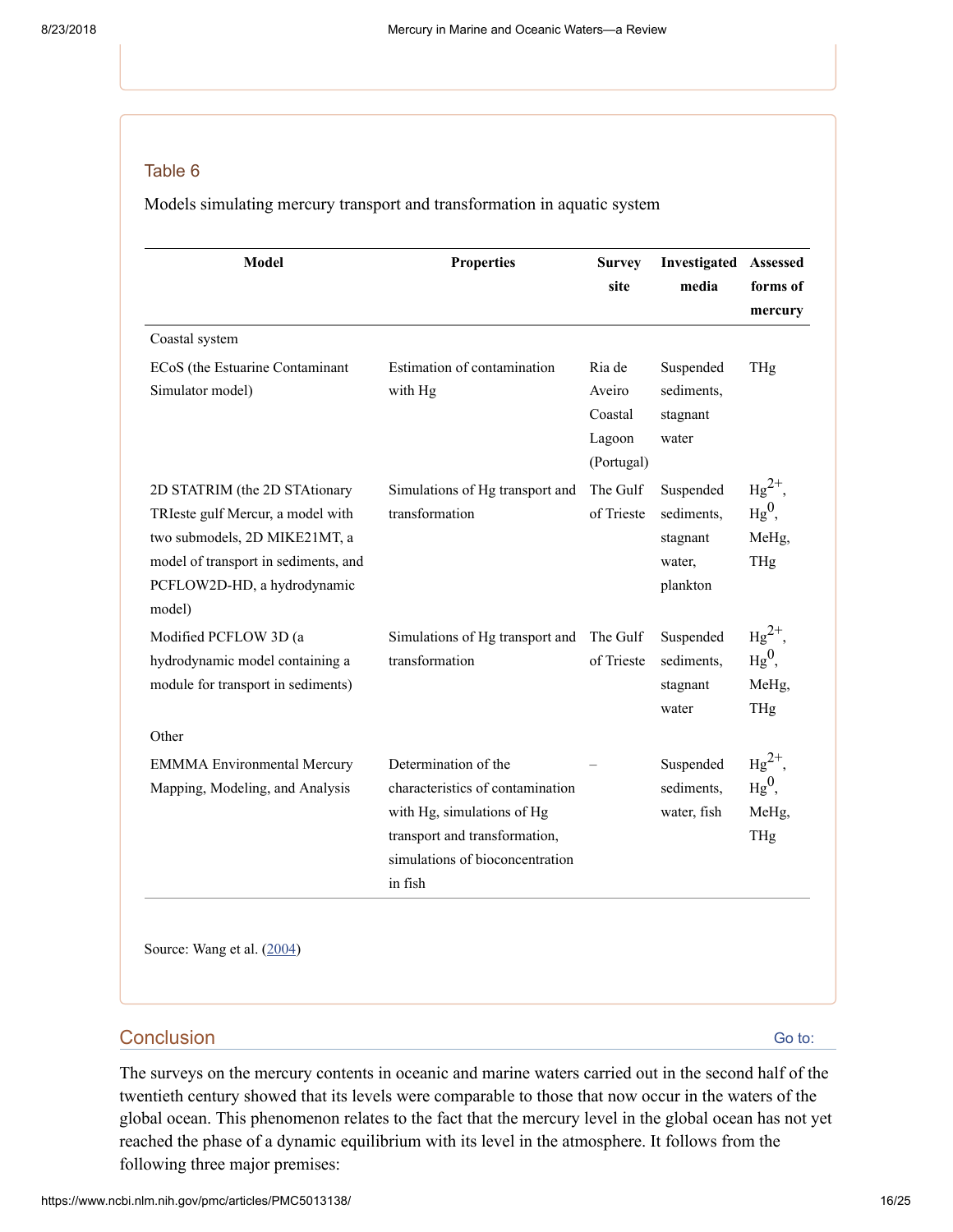### Table 6

Models simulating mercury transport and transformation in aquatic system

| Model | Properties | Survey site | Investigated media | Assessed forms of mercury |
|---|---|---|---|---|
| Coastal system | | | | |
| ECoS (the Estuarine Contaminant Simulator model) | Estimation of contamination with Hg | Ria de Aveiro Coastal Lagoon (Portugal) | Suspended sediments, stagnant water | THg |
| 2D STATRIM (the 2D STAtionary TRIeste gulf Mercur, a model with two submodels, 2D MIKE21MT, a model of transport in sediments, and PCFLOW2D-HD, a hydrodynamic model) | Simulations of Hg transport and transformation | The Gulf of Trieste | Suspended sediments, stagnant water, plankton | $Hg^{2+}$, $Hg^{0}$, MeHg, THg |
| Modified PCFLOW 3D (a hydrodynamic model containing a module for transport in sediments) | Simulations of Hg transport and transformation | The Gulf of Trieste | Suspended sediments, stagnant water | $Hg^{2+}$, $Hg^{0}$, MeHg, THg |
| Other | | | | |
| EMMMA Environmental Mercury Mapping, Modeling, and Analysis | Determination of the characteristics of contamination with Hg, simulations of Hg transport and transformation, simulations of bioconcentration in fish | – | Suspended sediments, water, fish | $Hg^{2+}$, $Hg^{0}$, MeHg, THg |

Source: Wang et al. (2004)

## Conclusion

The surveys on the mercury contents in oceanic and marine waters carried out in the second half of the twentieth century showed that its levels were comparable to those that now occur in the waters of the global ocean. This phenomenon relates to the fact that the mercury level in the global ocean has not yet reached the phase of a dynamic equilibrium with its level in the atmosphere. It follows from the following three major premises: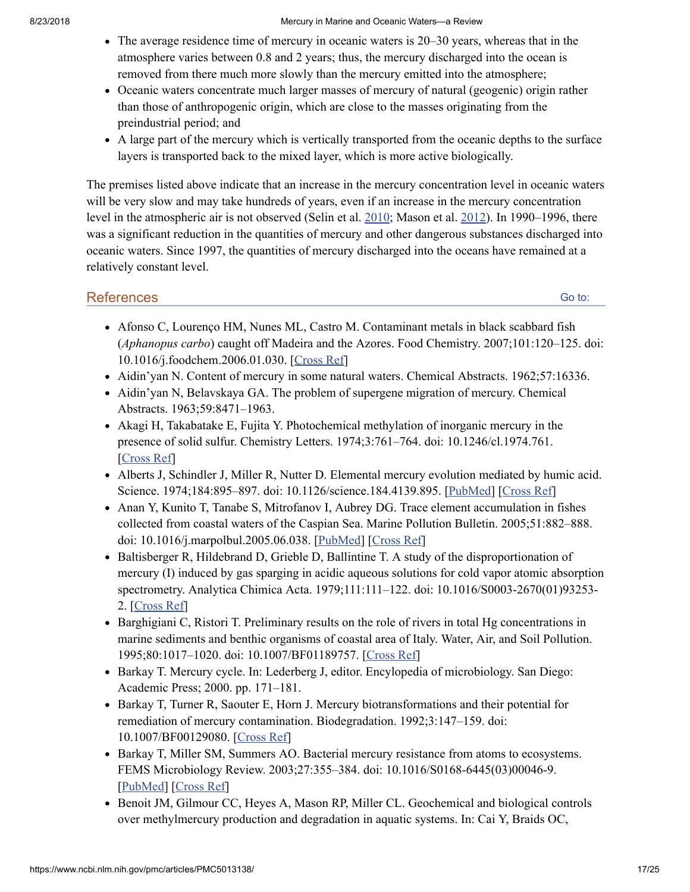- The average residence time of mercury in oceanic waters is 20–30 years, whereas that in the atmosphere varies between 0.8 and 2 years; thus, the mercury discharged into the ocean is removed from there much more slowly than the mercury emitted into the atmosphere;
- Oceanic waters concentrate much larger masses of mercury of natural (geogenic) origin rather than those of anthropogenic origin, which are close to the masses originating from the preindustrial period; and
- A large part of the mercury which is vertically transported from the oceanic depths to the surface layers is transported back to the mixed layer, which is more active biologically.

The premises listed above indicate that an increase in the mercury concentration level in oceanic waters will be very slow and may take hundreds of years, even if an increase in the mercury concentration level in the atmospheric air is not observed (Selin et al. 2010; Mason et al. 2012). In 1990–1996, there was a significant reduction in the quantities of mercury and other dangerous substances discharged into oceanic waters. Since 1997, the quantities of mercury discharged into the oceans have remained at a relatively constant level.

## References

- Afonso C, Lourenço HM, Nunes ML, Castro M. Contaminant metals in black scabbard fish (*Aphanopus carbo*) caught off Madeira and the Azores. Food Chemistry. 2007;101:120–125. doi: 10.1016/j.foodchem.2006.01.030. [Cross Ref]
- Aidin'yan N. Content of mercury in some natural waters. Chemical Abstracts. 1962;57:16336.
- Aidin'yan N, Belavskaya GA. The problem of supergene migration of mercury. Chemical Abstracts. 1963;59:8471–1963.
- Akagi H, Takabatake E, Fujita Y. Photochemical methylation of inorganic mercury in the presence of solid sulfur. Chemistry Letters. 1974;3:761–764. doi: 10.1246/cl.1974.761. [Cross Ref]
- Alberts J, Schindler J, Miller R, Nutter D. Elemental mercury evolution mediated by humic acid. Science. 1974;184:895–897. doi: 10.1126/science.184.4139.895. [PubMed] [Cross Ref]
- Anan Y, Kunito T, Tanabe S, Mitrofanov I, Aubrey DG. Trace element accumulation in fishes collected from coastal waters of the Caspian Sea. Marine Pollution Bulletin. 2005;51:882–888. doi: 10.1016/j.marpolbul.2005.06.038. [PubMed] [Cross Ref]
- Baltisberger R, Hildebrand D, Grieble D, Ballintine T. A study of the disproportionation of mercury (I) induced by gas sparging in acidic aqueous solutions for cold vapor atomic absorption spectrometry. Analytica Chimica Acta. 1979;111:111–122. doi: 10.1016/S0003-2670(01)93253-2. [Cross Ref]
- Barghigiani C, Ristori T. Preliminary results on the role of rivers in total Hg concentrations in marine sediments and benthic organisms of coastal area of Italy. Water, Air, and Soil Pollution. 1995;80:1017–1020. doi: 10.1007/BF01189757. [Cross Ref]
- Barkay T. Mercury cycle. In: Lederberg J, editor. Encyclopedia of microbiology. San Diego: Academic Press; 2000. pp. 171–181.
- Barkay T, Turner R, Saouter E, Horn J. Mercury biotransformations and their potential for remediation of mercury contamination. Biodegradation. 1992;3:147–159. doi: 10.1007/BF00129080. [Cross Ref]
- Barkay T, Miller SM, Summers AO. Bacterial mercury resistance from atoms to ecosystems. FEMS Microbiology Review. 2003;27:355–384. doi: 10.1016/S0168-6445(03)00046-9. [PubMed] [Cross Ref]
- Benoit JM, Gilmour CC, Heyes A, Mason RP, Miller CL. Geochemical and biological controls over methylmercury production and degradation in aquatic systems. In: Cai Y, Braids OC,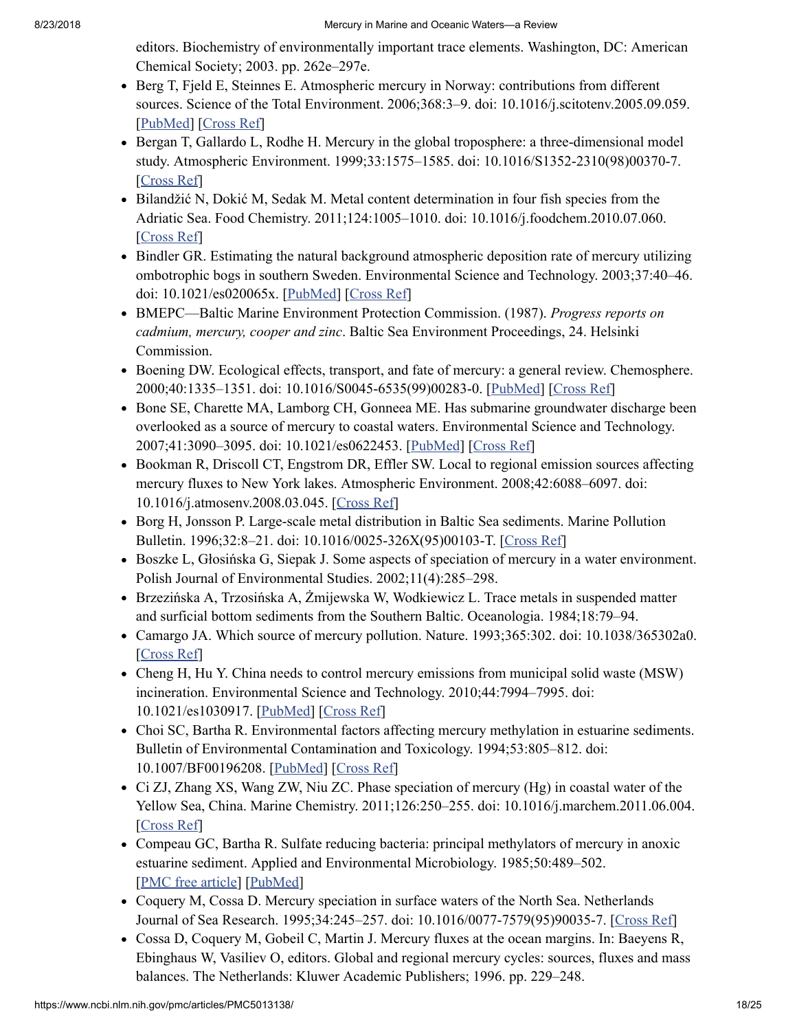editors. Biochemistry of environmentally important trace elements. Washington, DC: American Chemical Society; 2003. pp. 262e–297e.

- Berg T, Fjeld E, Steinnes E. Atmospheric mercury in Norway: contributions from different sources. Science of the Total Environment. 2006;368:3–9. doi: 10.1016/j.scitotenv.2005.09.059. [PubMed] [Cross Ref]
- Bergan T, Gallardo L, Rodhe H. Mercury in the global troposphere: a three-dimensional model study. Atmospheric Environment. 1999;33:1575–1585. doi: 10.1016/S1352-2310(98)00370-7. [Cross Ref]
- Bilandžić N, Dokić M, Sedak M. Metal content determination in four fish species from the Adriatic Sea. Food Chemistry. 2011;124:1005–1010. doi: 10.1016/j.foodchem.2010.07.060. [Cross Ref]
- Bindler GR. Estimating the natural background atmospheric deposition rate of mercury utilizing ombotrophic bogs in southern Sweden. Environmental Science and Technology. 2003;37:40–46. doi: 10.1021/es020065x. [PubMed] [Cross Ref]
- BMEPC—Baltic Marine Environment Protection Commission. (1987). *Progress reports on cadmium, mercury, cooper and zinc*. Baltic Sea Environment Proceedings, 24. Helsinki Commission.
- Boening DW. Ecological effects, transport, and fate of mercury: a general review. Chemosphere. 2000;40:1335–1351. doi: 10.1016/S0045-6535(99)00283-0. [PubMed] [Cross Ref]
- Bone SE, Charette MA, Lamborg CH, Gonneea ME. Has submarine groundwater discharge been overlooked as a source of mercury to coastal waters. Environmental Science and Technology. 2007;41:3090–3095. doi: 10.1021/es0622453. [PubMed] [Cross Ref]
- Bookman R, Driscoll CT, Engstrom DR, Effler SW. Local to regional emission sources affecting mercury fluxes to New York lakes. Atmospheric Environment. 2008;42:6088–6097. doi: 10.1016/j.atmosenv.2008.03.045. [Cross Ref]
- Borg H, Jonsson P. Large-scale metal distribution in Baltic Sea sediments. Marine Pollution Bulletin. 1996;32:8–21. doi: 10.1016/0025-326X(95)00103-T. [Cross Ref]
- Boszke L, Głosińska G, Siepak J. Some aspects of speciation of mercury in a water environment. Polish Journal of Environmental Studies. 2002;11(4):285–298.
- Brzezińska A, Trzosińska A, Żmijewska W, Wodkiewicz L. Trace metals in suspended matter and surficial bottom sediments from the Southern Baltic. Oceanologia. 1984;18:79–94.
- Camargo JA. Which source of mercury pollution. Nature. 1993;365:302. doi: 10.1038/365302a0. [Cross Ref]
- Cheng H, Hu Y. China needs to control mercury emissions from municipal solid waste (MSW) incineration. Environmental Science and Technology. 2010;44:7994–7995. doi: 10.1021/es1030917. [PubMed] [Cross Ref]
- Choi SC, Bartha R. Environmental factors affecting mercury methylation in estuarine sediments. Bulletin of Environmental Contamination and Toxicology. 1994;53:805–812. doi: 10.1007/BF00196208. [PubMed] [Cross Ref]
- Ci ZJ, Zhang XS, Wang ZW, Niu ZC. Phase speciation of mercury (Hg) in coastal water of the Yellow Sea, China. Marine Chemistry. 2011;126:250–255. doi: 10.1016/j.marchem.2011.06.004. [Cross Ref]
- Compeau GC, Bartha R. Sulfate reducing bacteria: principal methylators of mercury in anoxic estuarine sediment. Applied and Environmental Microbiology. 1985;50:489–502. [PMC free article] [PubMed]
- Coquery M, Cossa D. Mercury speciation in surface waters of the North Sea. Netherlands Journal of Sea Research. 1995;34:245–257. doi: 10.1016/0077-7579(95)90035-7. [Cross Ref]
- Cossa D, Coquery M, Gobeil C, Martin J. Mercury fluxes at the ocean margins. In: Baeyens R, Ebinghaus W, Vasiliev O, editors. Global and regional mercury cycles: sources, fluxes and mass balances. The Netherlands: Kluwer Academic Publishers; 1996. pp. 229–248.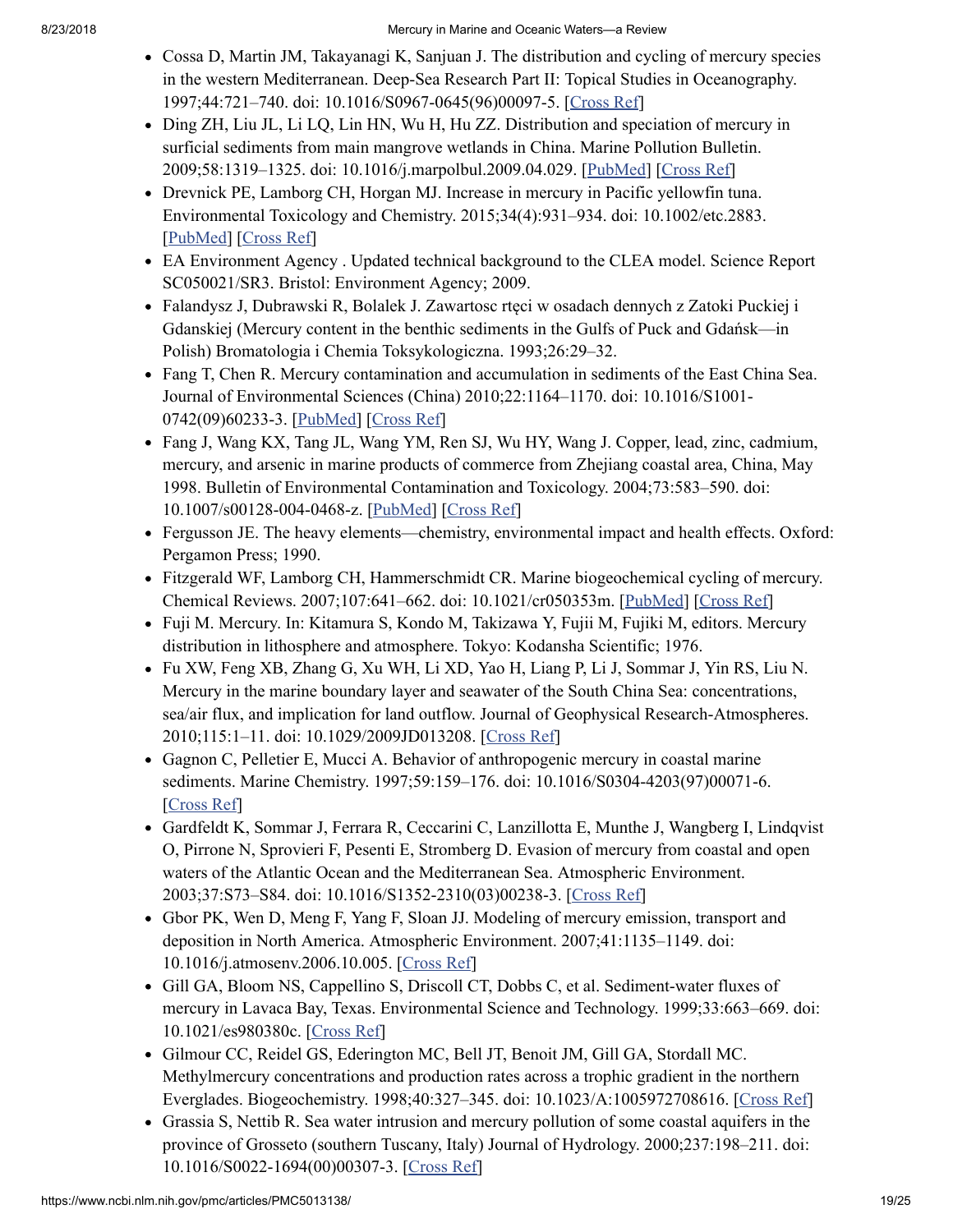- Cossa D, Martin JM, Takayanagi K, Sanjuan J. The distribution and cycling of mercury species in the western Mediterranean. Deep-Sea Research Part II: Topical Studies in Oceanography. 1997;44:721–740. doi: 10.1016/S0967-0645(96)00097-5. [Cross Ref]
- Ding ZH, Liu JL, Li LQ, Lin HN, Wu H, Hu ZZ. Distribution and speciation of mercury in surficial sediments from main mangrove wetlands in China. Marine Pollution Bulletin. 2009;58:1319–1325. doi: 10.1016/j.marpolbul.2009.04.029. [PubMed] [Cross Ref]
- Drevnick PE, Lamborg CH, Horgan MJ. Increase in mercury in Pacific yellowfin tuna. Environmental Toxicology and Chemistry. 2015;34(4):931–934. doi: 10.1002/etc.2883. [PubMed] [Cross Ref]
- EA Environment Agency . Updated technical background to the CLEA model. Science Report SC050021/SR3. Bristol: Environment Agency; 2009.
- Falandysz J, Dubrawski R, Bolalek J. Zawartosc rtęci w osadach dennych z Zatoki Puckiej i Gdanskiej (Mercury content in the benthic sediments in the Gulfs of Puck and Gdańsk—in Polish) Bromatologia i Chemia Toksykologiczna. 1993;26:29–32.
- Fang T, Chen R. Mercury contamination and accumulation in sediments of the East China Sea. Journal of Environmental Sciences (China) 2010;22:1164–1170. doi: 10.1016/S1001-0742(09)60233-3. [PubMed] [Cross Ref]
- Fang J, Wang KX, Tang JL, Wang YM, Ren SJ, Wu HY, Wang J. Copper, lead, zinc, cadmium, mercury, and arsenic in marine products of commerce from Zhejiang coastal area, China, May 1998. Bulletin of Environmental Contamination and Toxicology. 2004;73:583–590. doi: 10.1007/s00128-004-0468-z. [PubMed] [Cross Ref]
- Fergusson JE. The heavy elements—chemistry, environmental impact and health effects. Oxford: Pergamon Press; 1990.
- Fitzgerald WF, Lamborg CH, Hammerschmidt CR. Marine biogeochemical cycling of mercury. Chemical Reviews. 2007;107:641–662. doi: 10.1021/cr050353m. [PubMed] [Cross Ref]
- Fuji M. Mercury. In: Kitamura S, Kondo M, Takizawa Y, Fujii M, Fujiki M, editors. Mercury distribution in lithosphere and atmosphere. Tokyo: Kodansha Scientific; 1976.
- Fu XW, Feng XB, Zhang G, Xu WH, Li XD, Yao H, Liang P, Li J, Sommar J, Yin RS, Liu N. Mercury in the marine boundary layer and seawater of the South China Sea: concentrations, sea/air flux, and implication for land outflow. Journal of Geophysical Research-Atmospheres. 2010;115:1–11. doi: 10.1029/2009JD013208. [Cross Ref]
- Gagnon C, Pelletier E, Mucci A. Behavior of anthropogenic mercury in coastal marine sediments. Marine Chemistry. 1997;59:159–176. doi: 10.1016/S0304-4203(97)00071-6. [Cross Ref]
- Gardfeldt K, Sommar J, Ferrara R, Ceccarini C, Lanzillotta E, Munthe J, Wangberg I, Lindqvist O, Pirrone N, Sprovieri F, Pesenti E, Stromberg D. Evasion of mercury from coastal and open waters of the Atlantic Ocean and the Mediterranean Sea. Atmospheric Environment. 2003;37:S73–S84. doi: 10.1016/S1352-2310(03)00238-3. [Cross Ref]
- Gbor PK, Wen D, Meng F, Yang F, Sloan JJ. Modeling of mercury emission, transport and deposition in North America. Atmospheric Environment. 2007;41:1135–1149. doi: 10.1016/j.atmosenv.2006.10.005. [Cross Ref]
- Gill GA, Bloom NS, Cappellino S, Driscoll CT, Dobbs C, et al. Sediment-water fluxes of mercury in Lavaca Bay, Texas. Environmental Science and Technology. 1999;33:663–669. doi: 10.1021/es980380c. [Cross Ref]
- Gilmour CC, Reidel GS, Ederington MC, Bell JT, Benoit JM, Gill GA, Stordall MC. Methylmercury concentrations and production rates across a trophic gradient in the northern Everglades. Biogeochemistry. 1998;40:327–345. doi: 10.1023/A:1005972708616. [Cross Ref]
- Grassia S, Nettib R. Sea water intrusion and mercury pollution of some coastal aquifers in the province of Grosseto (southern Tuscany, Italy) Journal of Hydrology. 2000;237:198–211. doi: 10.1016/S0022-1694(00)00307-3. [Cross Ref]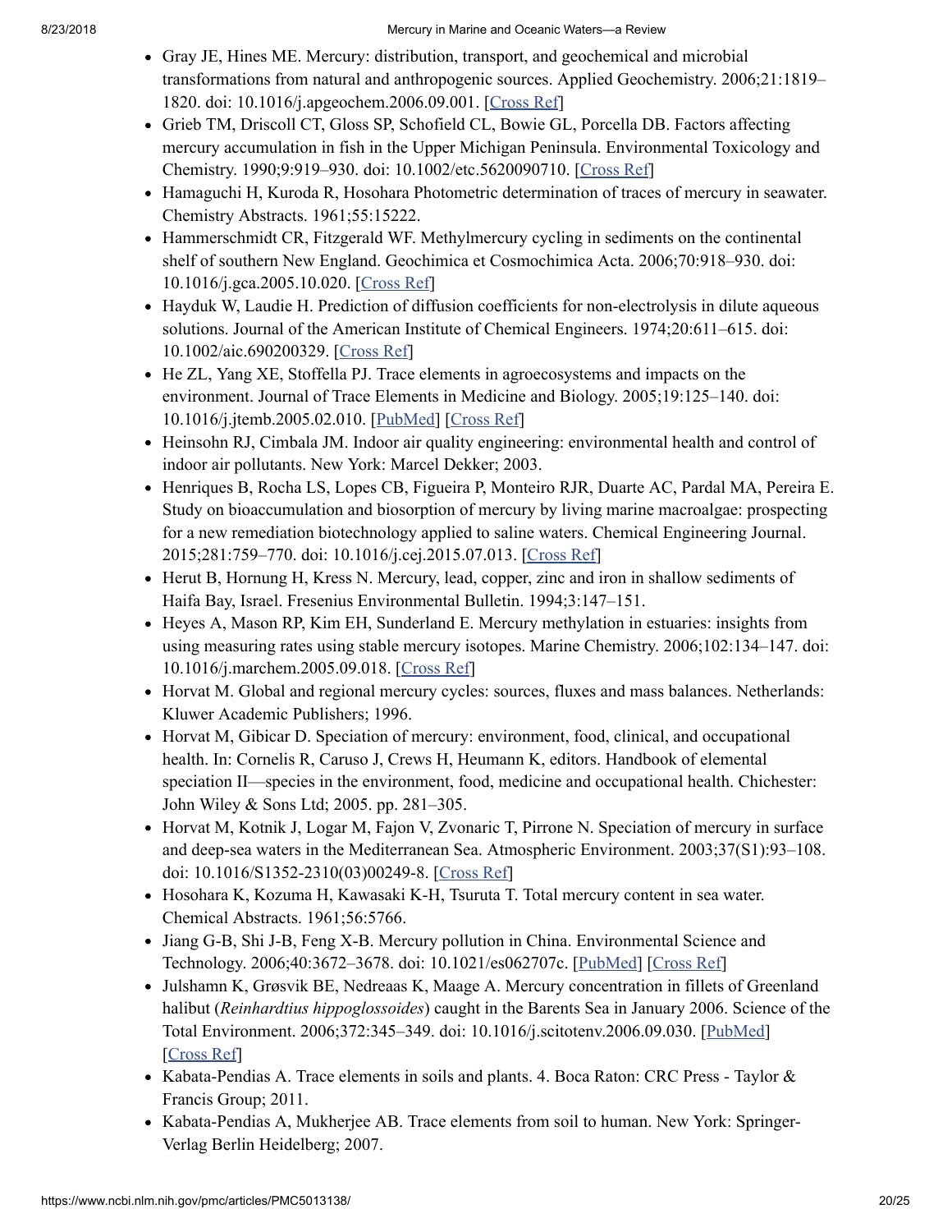- Gray JE, Hines ME. Mercury: distribution, transport, and geochemical and microbial transformations from natural and anthropogenic sources. Applied Geochemistry. 2006;21:1819–1820. doi: 10.1016/j.apgeochem.2006.09.001. [Cross Ref]
- Grieb TM, Driscoll CT, Gloss SP, Schofield CL, Bowie GL, Porcella DB. Factors affecting mercury accumulation in fish in the Upper Michigan Peninsula. Environmental Toxicology and Chemistry. 1990;9:919–930. doi: 10.1002/etc.5620090710. [Cross Ref]
- Hamaguchi H, Kuroda R, Hosohara Photometric determination of traces of mercury in seawater. Chemistry Abstracts. 1961;55:15222.
- Hammerschmidt CR, Fitzgerald WF. Methylmercury cycling in sediments on the continental shelf of southern New England. Geochimica et Cosmochimica Acta. 2006;70:918–930. doi: 10.1016/j.gca.2005.10.020. [Cross Ref]
- Hayduk W, Laudie H. Prediction of diffusion coefficients for non-electrolysis in dilute aqueous solutions. Journal of the American Institute of Chemical Engineers. 1974;20:611–615. doi: 10.1002/aic.690200329. [Cross Ref]
- He ZL, Yang XE, Stoffella PJ. Trace elements in agroecosystems and impacts on the environment. Journal of Trace Elements in Medicine and Biology. 2005;19:125–140. doi: 10.1016/j.jtemb.2005.02.010. [PubMed] [Cross Ref]
- Heinsohn RJ, Cimbala JM. Indoor air quality engineering: environmental health and control of indoor air pollutants. New York: Marcel Dekker; 2003.
- Henriques B, Rocha LS, Lopes CB, Figueira P, Monteiro RJR, Duarte AC, Pardal MA, Pereira E. Study on bioaccumulation and biosorption of mercury by living marine macroalgae: prospecting for a new remediation biotechnology applied to saline waters. Chemical Engineering Journal. 2015;281:759–770. doi: 10.1016/j.cej.2015.07.013. [Cross Ref]
- Herut B, Hornung H, Kress N. Mercury, lead, copper, zinc and iron in shallow sediments of Haifa Bay, Israel. Fresenius Environmental Bulletin. 1994;3:147–151.
- Heyes A, Mason RP, Kim EH, Sunderland E. Mercury methylation in estuaries: insights from using measuring rates using stable mercury isotopes. Marine Chemistry. 2006;102:134–147. doi: 10.1016/j.marchem.2005.09.018. [Cross Ref]
- Horvat M. Global and regional mercury cycles: sources, fluxes and mass balances. Netherlands: Kluwer Academic Publishers; 1996.
- Horvat M, Gibicar D. Speciation of mercury: environment, food, clinical, and occupational health. In: Cornelis R, Caruso J, Crews H, Heumann K, editors. Handbook of elemental speciation II—species in the environment, food, medicine and occupational health. Chichester: John Wiley & Sons Ltd; 2005. pp. 281–305.
- Horvat M, Kotnik J, Logar M, Fajon V, Zvonaric T, Pirrone N. Speciation of mercury in surface and deep-sea waters in the Mediterranean Sea. Atmospheric Environment. 2003;37(S1):93–108. doi: 10.1016/S1352-2310(03)00249-8. [Cross Ref]
- Hosohara K, Kozuma H, Kawasaki K-H, Tsuruta T. Total mercury content in sea water. Chemical Abstracts. 1961;56:5766.
- Jiang G-B, Shi J-B, Feng X-B. Mercury pollution in China. Environmental Science and Technology. 2006;40:3672–3678. doi: 10.1021/es062707c. [PubMed] [Cross Ref]
- Julshamn K, Grøsvik BE, Nedreaas K, Maage A. Mercury concentration in fillets of Greenland halibut (*Reinhardtius hippoglossoides*) caught in the Barents Sea in January 2006. Science of the Total Environment. 2006;372:345–349. doi: 10.1016/j.scitotenv.2006.09.030. [PubMed] [Cross Ref]
- Kabata-Pendias A. Trace elements in soils and plants. 4. Boca Raton: CRC Press - Taylor & Francis Group; 2011.
- Kabata-Pendias A, Mukherjee AB. Trace elements from soil to human. New York: Springer-Verlag Berlin Heidelberg; 2007.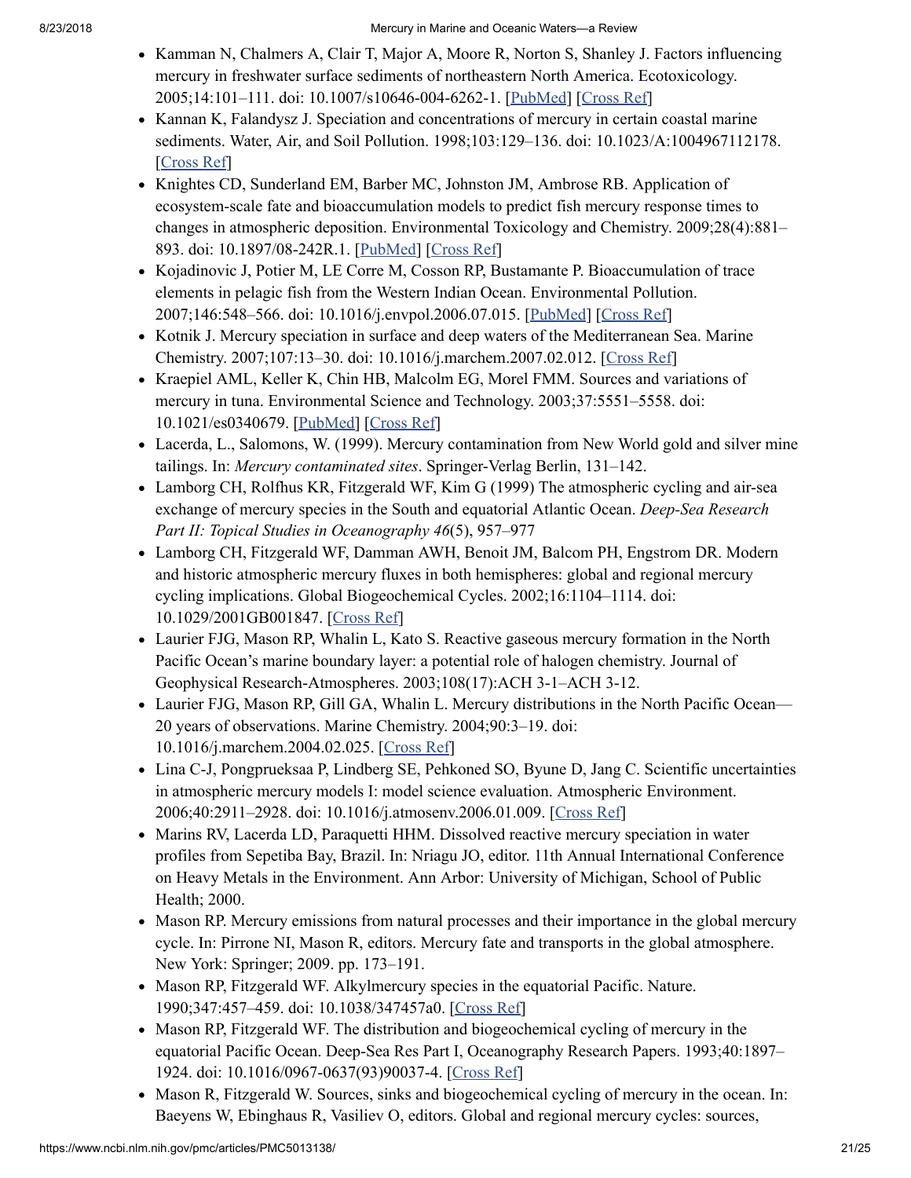- Kamman N, Chalmers A, Clair T, Major A, Moore R, Norton S, Shanley J. Factors influencing mercury in freshwater surface sediments of northeastern North America. Ecotoxicology. 2005;14:101–111. doi: 10.1007/s10646-004-6262-1. [PubMed] [Cross Ref]
- Kannan K, Falandysz J. Speciation and concentrations of mercury in certain coastal marine sediments. Water, Air, and Soil Pollution. 1998;103:129–136. doi: 10.1023/A:1004967112178. [Cross Ref]
- Knightes CD, Sunderland EM, Barber MC, Johnston JM, Ambrose RB. Application of ecosystem-scale fate and bioaccumulation models to predict fish mercury response times to changes in atmospheric deposition. Environmental Toxicology and Chemistry. 2009;28(4):881–893. doi: 10.1897/08-242R.1. [PubMed] [Cross Ref]
- Kojadinovic J, Potier M, LE Corre M, Cosson RP, Bustamante P. Bioaccumulation of trace elements in pelagic fish from the Western Indian Ocean. Environmental Pollution. 2007;146:548–566. doi: 10.1016/j.envpol.2006.07.015. [PubMed] [Cross Ref]
- Kotnik J. Mercury speciation in surface and deep waters of the Mediterranean Sea. Marine Chemistry. 2007;107:13–30. doi: 10.1016/j.marchem.2007.02.012. [Cross Ref]
- Kraepiel AML, Keller K, Chin HB, Malcolm EG, Morel FMM. Sources and variations of mercury in tuna. Environmental Science and Technology. 2003;37:5551–5558. doi: 10.1021/es0340679. [PubMed] [Cross Ref]
- Lacerda, L., Salomons, W. (1999). Mercury contamination from New World gold and silver mine tailings. In: *Mercury contaminated sites*. Springer-Verlag Berlin, 131–142.
- Lamborg CH, Rolfhus KR, Fitzgerald WF, Kim G (1999) The atmospheric cycling and air-sea exchange of mercury species in the South and equatorial Atlantic Ocean. *Deep-Sea Research Part II: Topical Studies in Oceanography 46*(5), 957–977
- Lamborg CH, Fitzgerald WF, Damman AWH, Benoit JM, Balcom PH, Engstrom DR. Modern and historic atmospheric mercury fluxes in both hemispheres: global and regional mercury cycling implications. Global Biogeochemical Cycles. 2002;16:1104–1114. doi: 10.1029/2001GB001847. [Cross Ref]
- Laurier FJG, Mason RP, Whalin L, Kato S. Reactive gaseous mercury formation in the North Pacific Ocean's marine boundary layer: a potential role of halogen chemistry. Journal of Geophysical Research-Atmospheres. 2003;108(17):ACH 3-1–ACH 3-12.
- Laurier FJG, Mason RP, Gill GA, Whalin L. Mercury distributions in the North Pacific Ocean—20 years of observations. Marine Chemistry. 2004;90:3–19. doi: 10.1016/j.marchem.2004.02.025. [Cross Ref]
- Lina C-J, Pongprueksaa P, Lindberg SE, Pehkoned SO, Byune D, Jang C. Scientific uncertainties in atmospheric mercury models I: model science evaluation. Atmospheric Environment. 2006;40:2911–2928. doi: 10.1016/j.atmosenv.2006.01.009. [Cross Ref]
- Marins RV, Lacerda LD, Paraquetti HHM. Dissolved reactive mercury speciation in water profiles from Sepetiba Bay, Brazil. In: Nriagu JO, editor. 11th Annual International Conference on Heavy Metals in the Environment. Ann Arbor: University of Michigan, School of Public Health; 2000.
- Mason RP. Mercury emissions from natural processes and their importance in the global mercury cycle. In: Pirrone NI, Mason R, editors. Mercury fate and transports in the global atmosphere. New York: Springer; 2009. pp. 173–191.
- Mason RP, Fitzgerald WF. Alkylmercury species in the equatorial Pacific. Nature. 1990;347:457–459. doi: 10.1038/347457a0. [Cross Ref]
- Mason RP, Fitzgerald WF. The distribution and biogeochemical cycling of mercury in the equatorial Pacific Ocean. Deep-Sea Res Part I, Oceanography Research Papers. 1993;40:1897–1924. doi: 10.1016/0967-0637(93)90037-4. [Cross Ref]
- Mason R, Fitzgerald W. Sources, sinks and biogeochemical cycling of mercury in the ocean. In: Baeyens W, Ebinghaus R, Vasiliev O, editors. Global and regional mercury cycles: sources,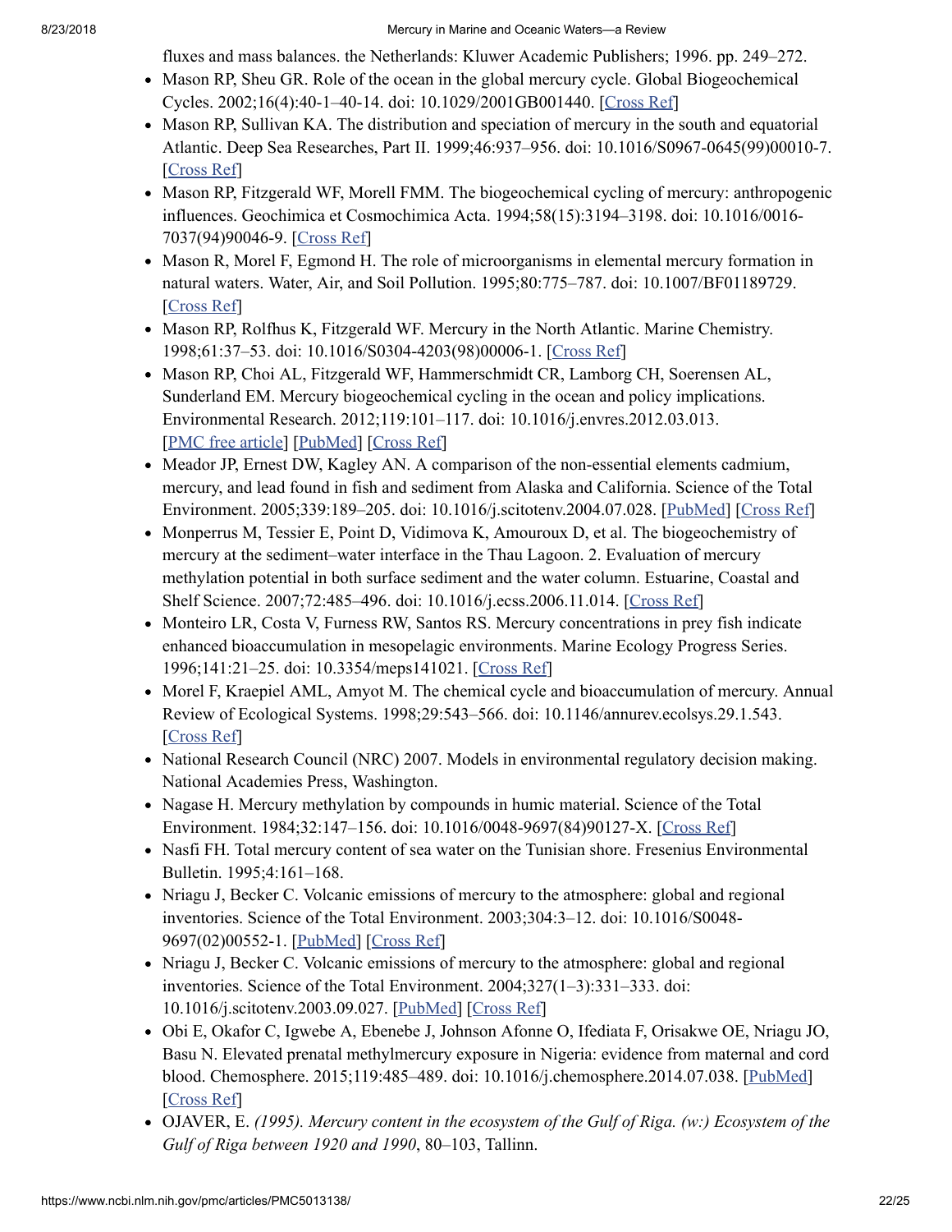fluxes and mass balances. the Netherlands: Kluwer Academic Publishers; 1996. pp. 249–272.

- Mason RP, Sheu GR. Role of the ocean in the global mercury cycle. Global Biogeochemical Cycles. 2002;16(4):40-1–40-14. doi: 10.1029/2001GB001440. [Cross Ref]
- Mason RP, Sullivan KA. The distribution and speciation of mercury in the south and equatorial Atlantic. Deep Sea Researches, Part II. 1999;46:937–956. doi: 10.1016/S0967-0645(99)00010-7. [Cross Ref]
- Mason RP, Fitzgerald WF, Morell FMM. The biogeochemical cycling of mercury: anthropogenic influences. Geochimica et Cosmochimica Acta. 1994;58(15):3194–3198. doi: 10.1016/0016-7037(94)90046-9. [Cross Ref]
- Mason R, Morel F, Egmond H. The role of microorganisms in elemental mercury formation in natural waters. Water, Air, and Soil Pollution. 1995;80:775–787. doi: 10.1007/BF01189729. [Cross Ref]
- Mason RP, Rolfhus K, Fitzgerald WF. Mercury in the North Atlantic. Marine Chemistry. 1998;61:37–53. doi: 10.1016/S0304-4203(98)00006-1. [Cross Ref]
- Mason RP, Choi AL, Fitzgerald WF, Hammerschmidt CR, Lamborg CH, Soerensen AL, Sunderland EM. Mercury biogeochemical cycling in the ocean and policy implications. Environmental Research. 2012;119:101–117. doi: 10.1016/j.envres.2012.03.013. [PMC free article] [PubMed] [Cross Ref]
- Meador JP, Ernest DW, Kagley AN. A comparison of the non-essential elements cadmium, mercury, and lead found in fish and sediment from Alaska and California. Science of the Total Environment. 2005;339:189–205. doi: 10.1016/j.scitotenv.2004.07.028. [PubMed] [Cross Ref]
- Monperrus M, Tessier E, Point D, Vidimova K, Amouroux D, et al. The biogeochemistry of mercury at the sediment–water interface in the Thau Lagoon. 2. Evaluation of mercury methylation potential in both surface sediment and the water column. Estuarine, Coastal and Shelf Science. 2007;72:485–496. doi: 10.1016/j.ecss.2006.11.014. [Cross Ref]
- Monteiro LR, Costa V, Furness RW, Santos RS. Mercury concentrations in prey fish indicate enhanced bioaccumulation in mesopelagic environments. Marine Ecology Progress Series. 1996;141:21–25. doi: 10.3354/meps141021. [Cross Ref]
- Morel F, Kraepiel AML, Amyot M. The chemical cycle and bioaccumulation of mercury. Annual Review of Ecological Systems. 1998;29:543–566. doi: 10.1146/annurev.ecolsys.29.1.543. [Cross Ref]
- National Research Council (NRC) 2007. Models in environmental regulatory decision making. National Academies Press, Washington.
- Nagase H. Mercury methylation by compounds in humic material. Science of the Total Environment. 1984;32:147–156. doi: 10.1016/0048-9697(84)90127-X. [Cross Ref]
- Nasfi FH. Total mercury content of sea water on the Tunisian shore. Fresenius Environmental Bulletin. 1995;4:161–168.
- Nriagu J, Becker C. Volcanic emissions of mercury to the atmosphere: global and regional inventories. Science of the Total Environment. 2003;304:3–12. doi: 10.1016/S0048-9697(02)00552-1. [PubMed] [Cross Ref]
- Nriagu J, Becker C. Volcanic emissions of mercury to the atmosphere: global and regional inventories. Science of the Total Environment. 2004;327(1–3):331–333. doi: 10.1016/j.scitotenv.2003.09.027. [PubMed] [Cross Ref]
- Obi E, Okafor C, Igwebe A, Ebenebe J, Johnson Afonne O, Ifediata F, Orisakwe OE, Nriagu JO, Basu N. Elevated prenatal methylmercury exposure in Nigeria: evidence from maternal and cord blood. Chemosphere. 2015;119:485–489. doi: 10.1016/j.chemosphere.2014.07.038. [PubMed] [Cross Ref]
- OJAVER, E. *(1995). Mercury content in the ecosystem of the Gulf of Riga. (w:) Ecosystem of the Gulf of Riga between 1920 and 1990*, 80–103, Tallinn.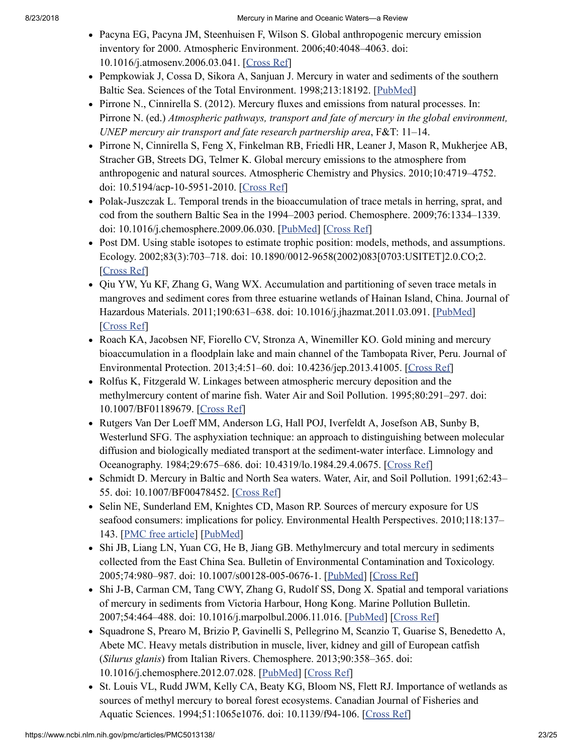- Pacyna EG, Pacyna JM, Steenhuisen F, Wilson S. Global anthropogenic mercury emission inventory for 2000. Atmospheric Environment. 2006;40:4048–4063. doi: 10.1016/j.atmosenv.2006.03.041. [Cross Ref]
- Pempkowiak J, Cossa D, Sikora A, Sanjuan J. Mercury in water and sediments of the southern Baltic Sea. Sciences of the Total Environment. 1998;213:18192. [PubMed]
- Pirrone N., Cinnirella S. (2012). Mercury fluxes and emissions from natural processes. In: Pirrone N. (ed.) *Atmospheric pathways, transport and fate of mercury in the global environment, UNEP mercury air transport and fate research partnership area*, F&T: 11–14.
- Pirrone N, Cinnirella S, Feng X, Finkelman RB, Friedli HR, Leaner J, Mason R, Mukherjee AB, Stracher GB, Streets DG, Telmer K. Global mercury emissions to the atmosphere from anthropogenic and natural sources. Atmospheric Chemistry and Physics. 2010;10:4719–4752. doi: 10.5194/acp-10-5951-2010. [Cross Ref]
- Polak-Juszczak L. Temporal trends in the bioaccumulation of trace metals in herring, sprat, and cod from the southern Baltic Sea in the 1994–2003 period. Chemosphere. 2009;76:1334–1339. doi: 10.1016/j.chemosphere.2009.06.030. [PubMed] [Cross Ref]
- Post DM. Using stable isotopes to estimate trophic position: models, methods, and assumptions. Ecology. 2002;83(3):703–718. doi: 10.1890/0012-9658(2002)083[0703:USITET]2.0.CO;2. [Cross Ref]
- Qiu YW, Yu KF, Zhang G, Wang WX. Accumulation and partitioning of seven trace metals in mangroves and sediment cores from three estuarine wetlands of Hainan Island, China. Journal of Hazardous Materials. 2011;190:631–638. doi: 10.1016/j.jhazmat.2011.03.091. [PubMed] [Cross Ref]
- Roach KA, Jacobsen NF, Fiorello CV, Stronza A, Winemiller KO. Gold mining and mercury bioaccumulation in a floodplain lake and main channel of the Tambopata River, Peru. Journal of Environmental Protection. 2013;4:51–60. doi: 10.4236/jep.2013.41005. [Cross Ref]
- Rolfus K, Fitzgerald W. Linkages between atmospheric mercury deposition and the methylmercury content of marine fish. Water Air and Soil Pollution. 1995;80:291–297. doi: 10.1007/BF01189679. [Cross Ref]
- Rutgers Van Der Loeff MM, Anderson LG, Hall POJ, Iverfeldt A, Josefson AB, Sunby B, Westerlund SFG. The asphyxiation technique: an approach to distinguishing between molecular diffusion and biologically mediated transport at the sediment-water interface. Limnology and Oceanography. 1984;29:675–686. doi: 10.4319/lo.1984.29.4.0675. [Cross Ref]
- Schmidt D. Mercury in Baltic and North Sea waters. Water, Air, and Soil Pollution. 1991;62:43–55. doi: 10.1007/BF00478452. [Cross Ref]
- Selin NE, Sunderland EM, Knightes CD, Mason RP. Sources of mercury exposure for US seafood consumers: implications for policy. Environmental Health Perspectives. 2010;118:137–143. [PMC free article] [PubMed]
- Shi JB, Liang LN, Yuan CG, He B, Jiang GB. Methylmercury and total mercury in sediments collected from the East China Sea. Bulletin of Environmental Contamination and Toxicology. 2005;74:980–987. doi: 10.1007/s00128-005-0676-1. [PubMed] [Cross Ref]
- Shi J-B, Carman CM, Tang CWY, Zhang G, Rudolf SS, Dong X. Spatial and temporal variations of mercury in sediments from Victoria Harbour, Hong Kong. Marine Pollution Bulletin. 2007;54:464–488. doi: 10.1016/j.marpolbul.2006.11.016. [PubMed] [Cross Ref]
- Squadrone S, Prearo M, Brizio P, Gavinelli S, Pellegrino M, Scanzio T, Guarise S, Benedetto A, Abete MC. Heavy metals distribution in muscle, liver, kidney and gill of European catfish (*Silurus glanis*) from Italian Rivers. Chemosphere. 2013;90:358–365. doi: 10.1016/j.chemosphere.2012.07.028. [PubMed] [Cross Ref]
- St. Louis VL, Rudd JWM, Kelly CA, Beaty KG, Bloom NS, Flett RJ. Importance of wetlands as sources of methyl mercury to boreal forest ecosystems. Canadian Journal of Fisheries and Aquatic Sciences. 1994;51:1065e1076. doi: 10.1139/f94-106. [Cross Ref]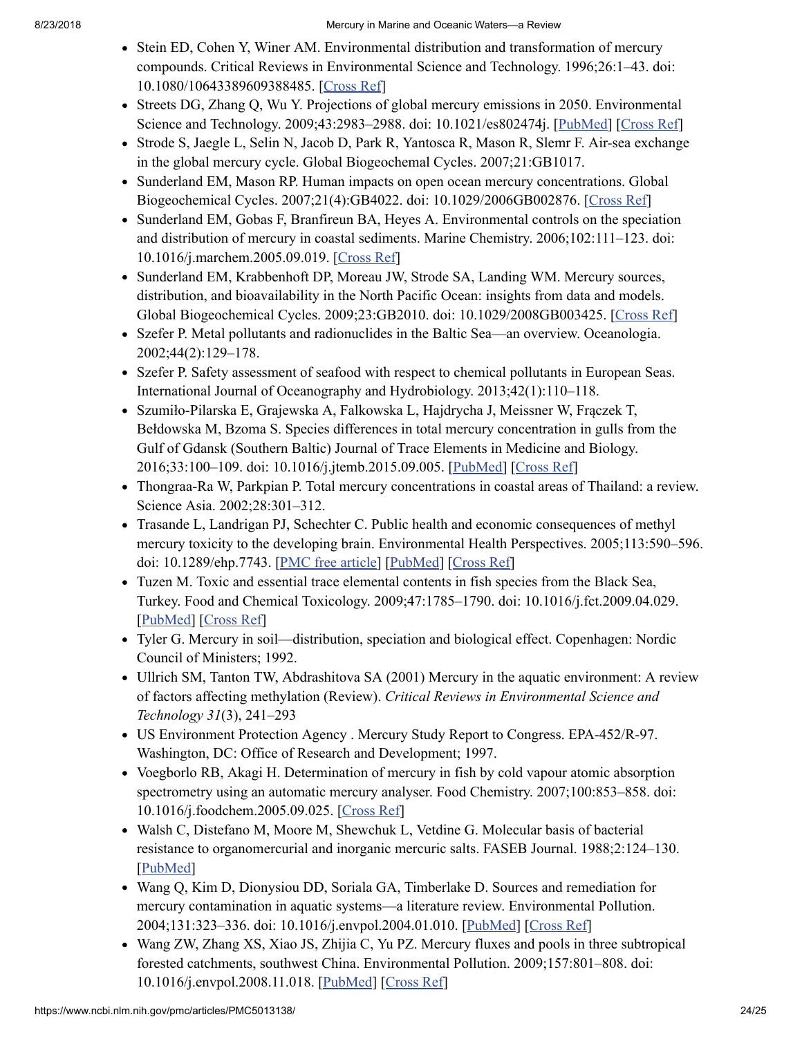- Stein ED, Cohen Y, Winer AM. Environmental distribution and transformation of mercury compounds. Critical Reviews in Environmental Science and Technology. 1996;26:1–43. doi: 10.1080/10643389609388485. [Cross Ref]
- Streets DG, Zhang Q, Wu Y. Projections of global mercury emissions in 2050. Environmental Science and Technology. 2009;43:2983–2988. doi: 10.1021/es802474j. [PubMed] [Cross Ref]
- Strode S, Jaegle L, Selin N, Jacob D, Park R, Yantosca R, Mason R, Slemr F. Air-sea exchange in the global mercury cycle. Global Biogeochemal Cycles. 2007;21:GB1017.
- Sunderland EM, Mason RP. Human impacts on open ocean mercury concentrations. Global Biogeochemical Cycles. 2007;21(4):GB4022. doi: 10.1029/2006GB002876. [Cross Ref]
- Sunderland EM, Gobas F, Branfireun BA, Heyes A. Environmental controls on the speciation and distribution of mercury in coastal sediments. Marine Chemistry. 2006;102:111–123. doi: 10.1016/j.marchem.2005.09.019. [Cross Ref]
- Sunderland EM, Krabbenhoft DP, Moreau JW, Strode SA, Landing WM. Mercury sources, distribution, and bioavailability in the North Pacific Ocean: insights from data and models. Global Biogeochemical Cycles. 2009;23:GB2010. doi: 10.1029/2008GB003425. [Cross Ref]
- Szefer P. Metal pollutants and radionuclides in the Baltic Sea—an overview. Oceanologia. 2002;44(2):129–178.
- Szefer P. Safety assessment of seafood with respect to chemical pollutants in European Seas. International Journal of Oceanography and Hydrobiology. 2013;42(1):110–118.
- Szumiło-Pilarska E, Grajewska A, Falkowska L, Hajdrycha J, Meissner W, Frączek T, Bełdowska M, Bzoma S. Species differences in total mercury concentration in gulls from the Gulf of Gdansk (Southern Baltic) Journal of Trace Elements in Medicine and Biology. 2016;33:100–109. doi: 10.1016/j.jtemb.2015.09.005. [PubMed] [Cross Ref]
- Thongraa-Ra W, Parkpian P. Total mercury concentrations in coastal areas of Thailand: a review. Science Asia. 2002;28:301–312.
- Trasande L, Landrigan PJ, Schechter C. Public health and economic consequences of methyl mercury toxicity to the developing brain. Environmental Health Perspectives. 2005;113:590–596. doi: 10.1289/ehp.7743. [PMC free article] [PubMed] [Cross Ref]
- Tuzen M. Toxic and essential trace elemental contents in fish species from the Black Sea, Turkey. Food and Chemical Toxicology. 2009;47:1785–1790. doi: 10.1016/j.fct.2009.04.029. [PubMed] [Cross Ref]
- Tyler G. Mercury in soil—distribution, speciation and biological effect. Copenhagen: Nordic Council of Ministers; 1992.
- Ullrich SM, Tanton TW, Abdrashitova SA (2001) Mercury in the aquatic environment: A review of factors affecting methylation (Review). *Critical Reviews in Environmental Science and Technology 31*(3), 241–293
- US Environment Protection Agency . Mercury Study Report to Congress. EPA-452/R-97. Washington, DC: Office of Research and Development; 1997.
- Voegborlo RB, Akagi H. Determination of mercury in fish by cold vapour atomic absorption spectrometry using an automatic mercury analyser. Food Chemistry. 2007;100:853–858. doi: 10.1016/j.foodchem.2005.09.025. [Cross Ref]
- Walsh C, Distefano M, Moore M, Shewchuk L, Vetdine G. Molecular basis of bacterial resistance to organomercurial and inorganic mercuric salts. FASEB Journal. 1988;2:124–130. [PubMed]
- Wang Q, Kim D, Dionysiou DD, Soriala GA, Timberlake D. Sources and remediation for mercury contamination in aquatic systems—a literature review. Environmental Pollution. 2004;131:323–336. doi: 10.1016/j.envpol.2004.01.010. [PubMed] [Cross Ref]
- Wang ZW, Zhang XS, Xiao JS, Zhijia C, Yu PZ. Mercury fluxes and pools in three subtropical forested catchments, southwest China. Environmental Pollution. 2009;157:801–808. doi: 10.1016/j.envpol.2008.11.018. [PubMed] [Cross Ref]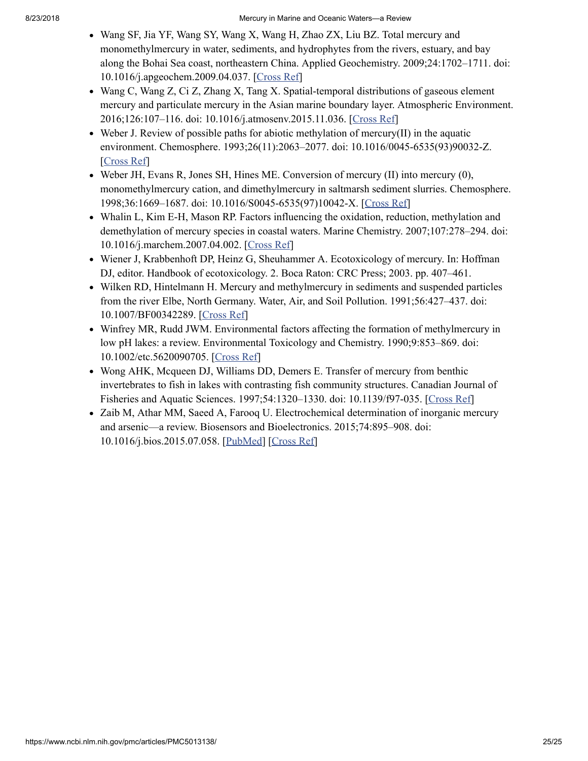- Wang SF, Jia YF, Wang SY, Wang X, Wang H, Zhao ZX, Liu BZ. Total mercury and monomethylmercury in water, sediments, and hydrophytes from the rivers, estuary, and bay along the Bohai Sea coast, northeastern China. Applied Geochemistry. 2009;24:1702–1711. doi: 10.1016/j.apgeochem.2009.04.037. [Cross Ref]
- Wang C, Wang Z, Ci Z, Zhang X, Tang X. Spatial-temporal distributions of gaseous element mercury and particulate mercury in the Asian marine boundary layer. Atmospheric Environment. 2016;126:107–116. doi: 10.1016/j.atmosenv.2015.11.036. [Cross Ref]
- Weber J. Review of possible paths for abiotic methylation of mercury(II) in the aquatic environment. Chemosphere. 1993;26(11):2063–2077. doi: 10.1016/0045-6535(93)90032-Z. [Cross Ref]
- Weber JH, Evans R, Jones SH, Hines ME. Conversion of mercury (II) into mercury (0), monomethylmercury cation, and dimethylmercury in saltmarsh sediment slurries. Chemosphere. 1998;36:1669–1687. doi: 10.1016/S0045-6535(97)10042-X. [Cross Ref]
- Whalin L, Kim E-H, Mason RP. Factors influencing the oxidation, reduction, methylation and demethylation of mercury species in coastal waters. Marine Chemistry. 2007;107:278–294. doi: 10.1016/j.marchem.2007.04.002. [Cross Ref]
- Wiener J, Krabbenhoft DP, Heinz G, Sheuhammer A. Ecotoxicology of mercury. In: Hoffman DJ, editor. Handbook of ecotoxicology. 2. Boca Raton: CRC Press; 2003. pp. 407–461.
- Wilken RD, Hintelmann H. Mercury and methylmercury in sediments and suspended particles from the river Elbe, North Germany. Water, Air, and Soil Pollution. 1991;56:427–437. doi: 10.1007/BF00342289. [Cross Ref]
- Winfrey MR, Rudd JWM. Environmental factors affecting the formation of methylmercury in low pH lakes: a review. Environmental Toxicology and Chemistry. 1990;9:853–869. doi: 10.1002/etc.5620090705. [Cross Ref]
- Wong AHK, Mcqueen DJ, Williams DD, Demers E. Transfer of mercury from benthic invertebrates to fish in lakes with contrasting fish community structures. Canadian Journal of Fisheries and Aquatic Sciences. 1997;54:1320–1330. doi: 10.1139/f97-035. [Cross Ref]
- Zaib M, Athar MM, Saeed A, Farooq U. Electrochemical determination of inorganic mercury and arsenic—a review. Biosensors and Bioelectronics. 2015;74:895–908. doi: 10.1016/j.bios.2015.07.058. [PubMed] [Cross Ref]